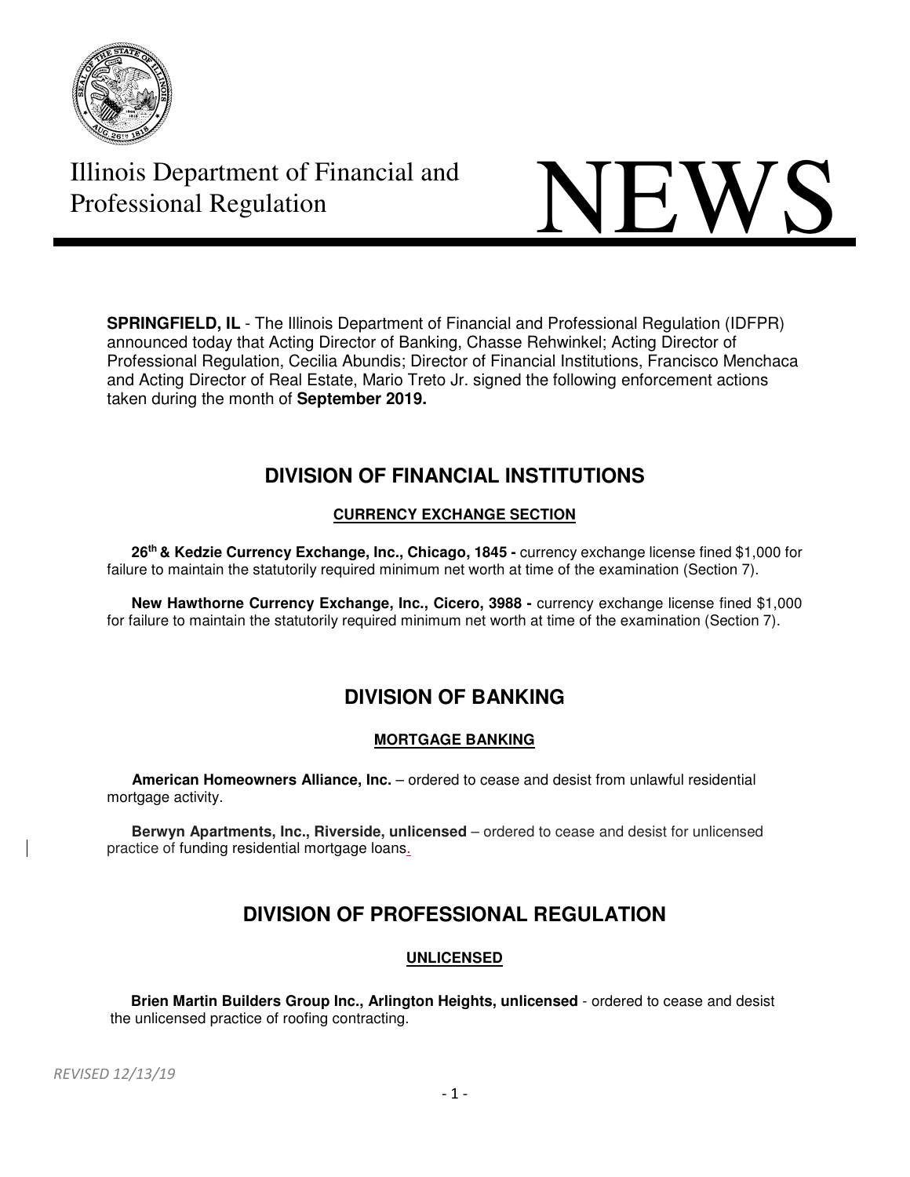Illinois Department of Financial and Professional Regulation

# NEWS

**SPRINGFIELD, IL** - The Illinois Department of Financial and Professional Regulation (IDFPR) announced today that Acting Director of Banking, Chasse Rehwinkel; Acting Director of Professional Regulation, Cecilia Abundis; Director of Financial Institutions, Francisco Menchaca and Acting Director of Real Estate, Mario Treto Jr. signed the following enforcement actions taken during the month of **September 2019.**

## DIVISION OF FINANCIAL INSTITUTIONS

### CURRENCY EXCHANGE SECTION

**26th & Kedzie Currency Exchange, Inc., Chicago, 1845 -** currency exchange license fined $1,000 for failure to maintain the statutorily required minimum net worth at time of the examination (Section 7).

**New Hawthorne Currency Exchange, Inc., Cicero, 3988 -** currency exchange license fined $1,000 for failure to maintain the statutorily required minimum net worth at time of the examination (Section 7).

## DIVISION OF BANKING

### MORTGAGE BANKING

**American Homeowners Alliance, Inc.** – ordered to cease and desist from unlawful residential mortgage activity.

**Berwyn Apartments, Inc., Riverside, unlicensed** – ordered to cease and desist for unlicensed practice of funding residential mortgage loans.

## DIVISION OF PROFESSIONAL REGULATION

### UNLICENSED

**Brien Martin Builders Group Inc., Arlington Heights, unlicensed** - ordered to cease and desist the unlicensed practice of roofing contracting.

*REVISED 12/13/19*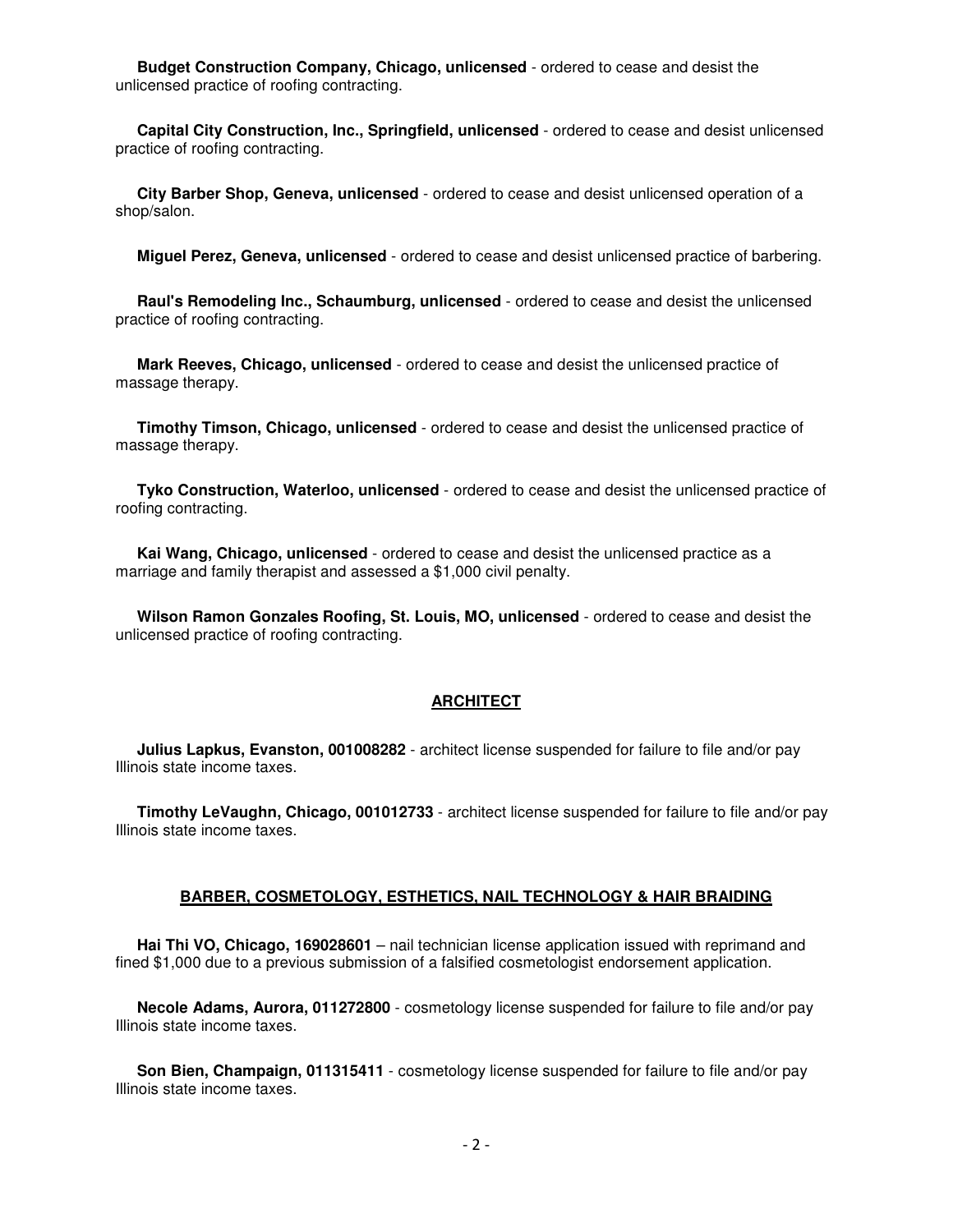**Budget Construction Company, Chicago, unlicensed** - ordered to cease and desist the unlicensed practice of roofing contracting.

**Capital City Construction, Inc., Springfield, unlicensed** - ordered to cease and desist unlicensed practice of roofing contracting.

**City Barber Shop, Geneva, unlicensed** - ordered to cease and desist unlicensed operation of a shop/salon.

**Miguel Perez, Geneva, unlicensed** - ordered to cease and desist unlicensed practice of barbering.

**Raul's Remodeling Inc., Schaumburg, unlicensed** - ordered to cease and desist the unlicensed practice of roofing contracting.

**Mark Reeves, Chicago, unlicensed** - ordered to cease and desist the unlicensed practice of massage therapy.

**Timothy Timson, Chicago, unlicensed** - ordered to cease and desist the unlicensed practice of massage therapy.

**Tyko Construction, Waterloo, unlicensed** - ordered to cease and desist the unlicensed practice of roofing contracting.

**Kai Wang, Chicago, unlicensed** - ordered to cease and desist the unlicensed practice as a marriage and family therapist and assessed a $1,000 civil penalty.

**Wilson Ramon Gonzales Roofing, St. Louis, MO, unlicensed** - ordered to cease and desist the unlicensed practice of roofing contracting.

## ARCHITECT

**Julius Lapkus, Evanston, 001008282** - architect license suspended for failure to file and/or pay Illinois state income taxes.

**Timothy LeVaughn, Chicago, 001012733** - architect license suspended for failure to file and/or pay Illinois state income taxes.

## BARBER, COSMETOLOGY, ESTHETICS, NAIL TECHNOLOGY & HAIR BRAIDING

**Hai Thi VO, Chicago, 169028601** – nail technician license application issued with reprimand and fined $1,000 due to a previous submission of a falsified cosmetologist endorsement application.

**Necole Adams, Aurora, 011272800** - cosmetology license suspended for failure to file and/or pay Illinois state income taxes.

**Son Bien, Champaign, 011315411** - cosmetology license suspended for failure to file and/or pay Illinois state income taxes.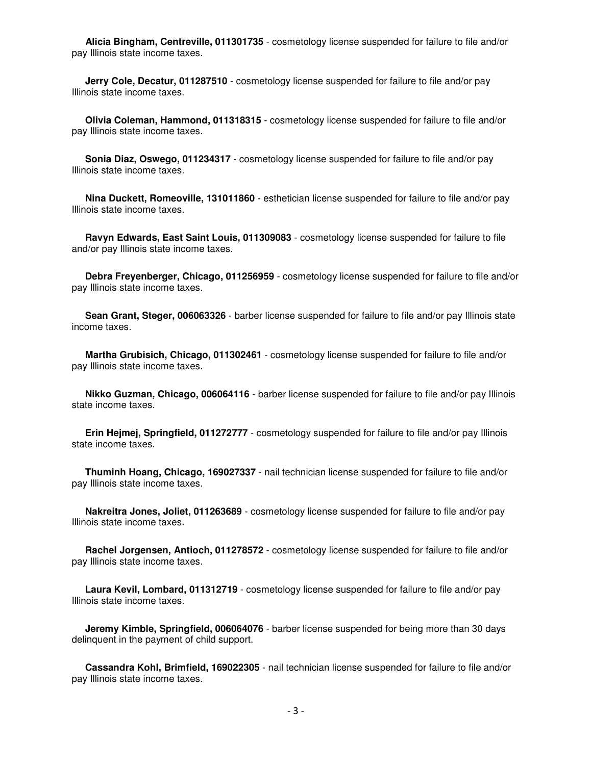**Alicia Bingham, Centreville, 011301735** - cosmetology license suspended for failure to file and/or pay Illinois state income taxes.

**Jerry Cole, Decatur, 011287510** - cosmetology license suspended for failure to file and/or pay Illinois state income taxes.

**Olivia Coleman, Hammond, 011318315** - cosmetology license suspended for failure to file and/or pay Illinois state income taxes.

**Sonia Diaz, Oswego, 011234317** - cosmetology license suspended for failure to file and/or pay Illinois state income taxes.

**Nina Duckett, Romeoville, 131011860** - esthetician license suspended for failure to file and/or pay Illinois state income taxes.

**Ravyn Edwards, East Saint Louis, 011309083** - cosmetology license suspended for failure to file and/or pay Illinois state income taxes.

**Debra Freyenberger, Chicago, 011256959** - cosmetology license suspended for failure to file and/or pay Illinois state income taxes.

**Sean Grant, Steger, 006063326** - barber license suspended for failure to file and/or pay Illinois state income taxes.

**Martha Grubisich, Chicago, 011302461** - cosmetology license suspended for failure to file and/or pay Illinois state income taxes.

**Nikko Guzman, Chicago, 006064116** - barber license suspended for failure to file and/or pay Illinois state income taxes.

**Erin Hejmej, Springfield, 011272777** - cosmetology suspended for failure to file and/or pay Illinois state income taxes.

**Thuminh Hoang, Chicago, 169027337** - nail technician license suspended for failure to file and/or pay Illinois state income taxes.

**Nakreitra Jones, Joliet, 011263689** - cosmetology license suspended for failure to file and/or pay Illinois state income taxes.

**Rachel Jorgensen, Antioch, 011278572** - cosmetology license suspended for failure to file and/or pay Illinois state income taxes.

**Laura Kevil, Lombard, 011312719** - cosmetology license suspended for failure to file and/or pay Illinois state income taxes.

**Jeremy Kimble, Springfield, 006064076** - barber license suspended for being more than 30 days delinquent in the payment of child support.

**Cassandra Kohl, Brimfield, 169022305** - nail technician license suspended for failure to file and/or pay Illinois state income taxes.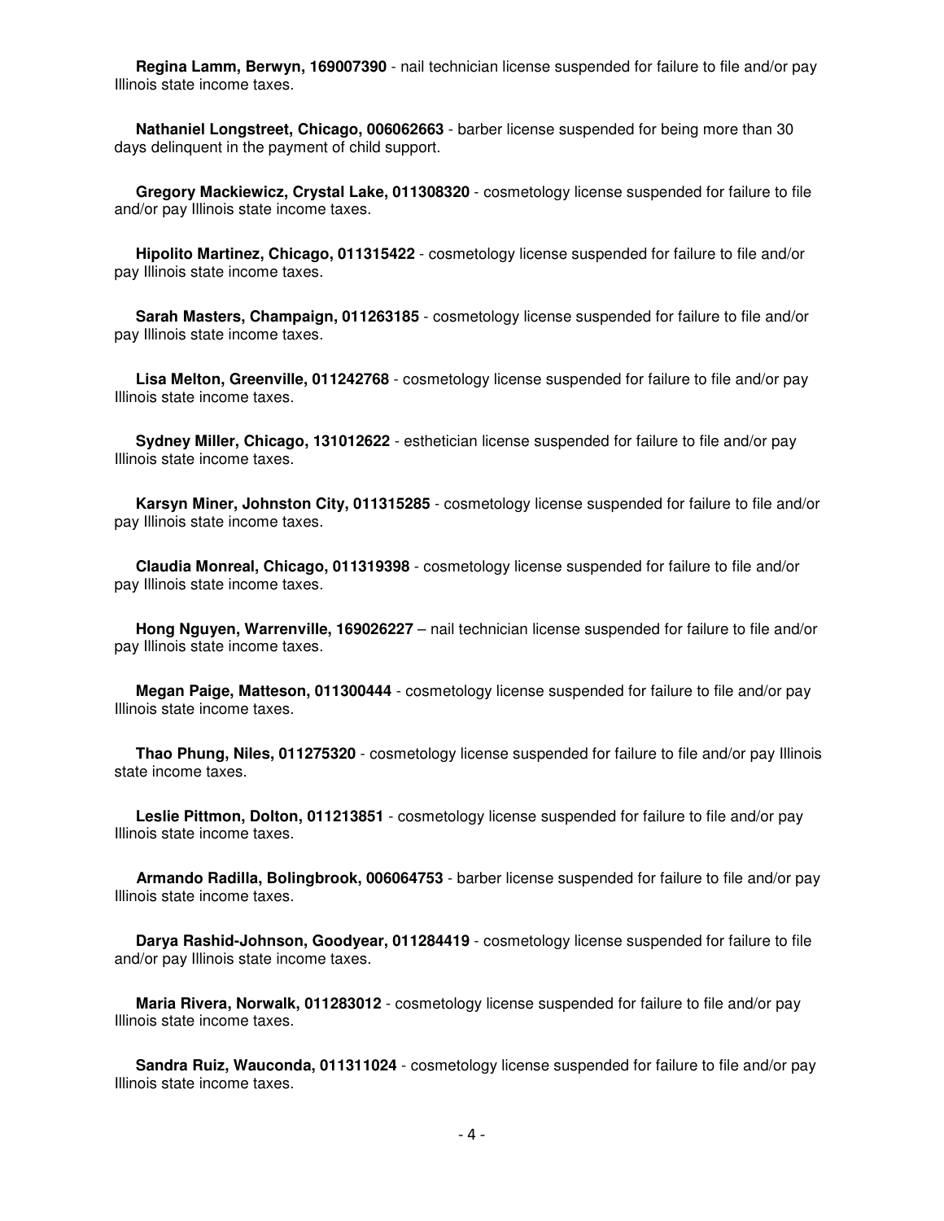**Regina Lamm, Berwyn, 169007390** - nail technician license suspended for failure to file and/or pay Illinois state income taxes.

**Nathaniel Longstreet, Chicago, 006062663** - barber license suspended for being more than 30 days delinquent in the payment of child support.

**Gregory Mackiewicz, Crystal Lake, 011308320** - cosmetology license suspended for failure to file and/or pay Illinois state income taxes.

**Hipolito Martinez, Chicago, 011315422** - cosmetology license suspended for failure to file and/or pay Illinois state income taxes.

**Sarah Masters, Champaign, 011263185** - cosmetology license suspended for failure to file and/or pay Illinois state income taxes.

**Lisa Melton, Greenville, 011242768** - cosmetology license suspended for failure to file and/or pay Illinois state income taxes.

**Sydney Miller, Chicago, 131012622** - esthetician license suspended for failure to file and/or pay Illinois state income taxes.

**Karsyn Miner, Johnston City, 011315285** - cosmetology license suspended for failure to file and/or pay Illinois state income taxes.

**Claudia Monreal, Chicago, 011319398** - cosmetology license suspended for failure to file and/or pay Illinois state income taxes.

**Hong Nguyen, Warrenville, 169026227** – nail technician license suspended for failure to file and/or pay Illinois state income taxes.

**Megan Paige, Matteson, 011300444** - cosmetology license suspended for failure to file and/or pay Illinois state income taxes.

**Thao Phung, Niles, 011275320** - cosmetology license suspended for failure to file and/or pay Illinois state income taxes.

**Leslie Pittmon, Dolton, 011213851** - cosmetology license suspended for failure to file and/or pay Illinois state income taxes.

**Armando Radilla, Bolingbrook, 006064753** - barber license suspended for failure to file and/or pay Illinois state income taxes.

**Darya Rashid-Johnson, Goodyear, 011284419** - cosmetology license suspended for failure to file and/or pay Illinois state income taxes.

**Maria Rivera, Norwalk, 011283012** - cosmetology license suspended for failure to file and/or pay Illinois state income taxes.

**Sandra Ruiz, Wauconda, 011311024** - cosmetology license suspended for failure to file and/or pay Illinois state income taxes.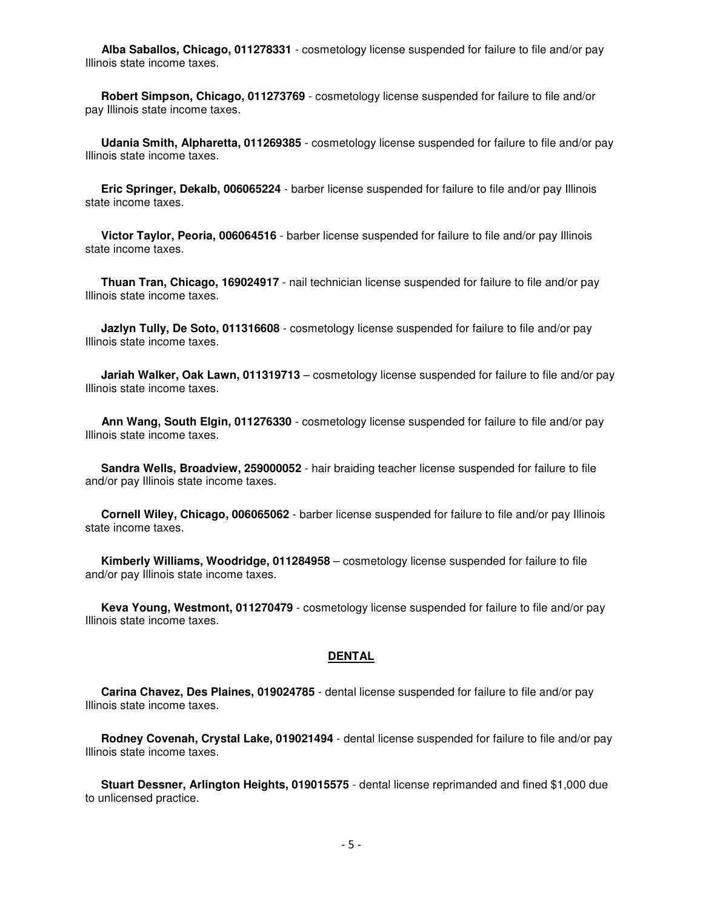**Alba Saballos, Chicago, 011278331** - cosmetology license suspended for failure to file and/or pay Illinois state income taxes.

**Robert Simpson, Chicago, 011273769** - cosmetology license suspended for failure to file and/or pay Illinois state income taxes.

**Udania Smith, Alpharetta, 011269385** - cosmetology license suspended for failure to file and/or pay Illinois state income taxes.

**Eric Springer, Dekalb, 006065224** - barber license suspended for failure to file and/or pay Illinois state income taxes.

**Victor Taylor, Peoria, 006064516** - barber license suspended for failure to file and/or pay Illinois state income taxes.

**Thuan Tran, Chicago, 169024917** - nail technician license suspended for failure to file and/or pay Illinois state income taxes.

**Jazlyn Tully, De Soto, 011316608** - cosmetology license suspended for failure to file and/or pay Illinois state income taxes.

**Jariah Walker, Oak Lawn, 011319713** – cosmetology license suspended for failure to file and/or pay Illinois state income taxes.

**Ann Wang, South Elgin, 011276330** - cosmetology license suspended for failure to file and/or pay Illinois state income taxes.

**Sandra Wells, Broadview, 259000052** - hair braiding teacher license suspended for failure to file and/or pay Illinois state income taxes.

**Cornell Wiley, Chicago, 006065062** - barber license suspended for failure to file and/or pay Illinois state income taxes.

**Kimberly Williams, Woodridge, 011284958** – cosmetology license suspended for failure to file and/or pay Illinois state income taxes.

**Keva Young, Westmont, 011270479** - cosmetology license suspended for failure to file and/or pay Illinois state income taxes.

## DENTAL

**Carina Chavez, Des Plaines, 019024785** - dental license suspended for failure to file and/or pay Illinois state income taxes.

**Rodney Covenah, Crystal Lake, 019021494** - dental license suspended for failure to file and/or pay Illinois state income taxes.

**Stuart Dessner, Arlington Heights, 019015575** - dental license reprimanded and fined $1,000 due to unlicensed practice.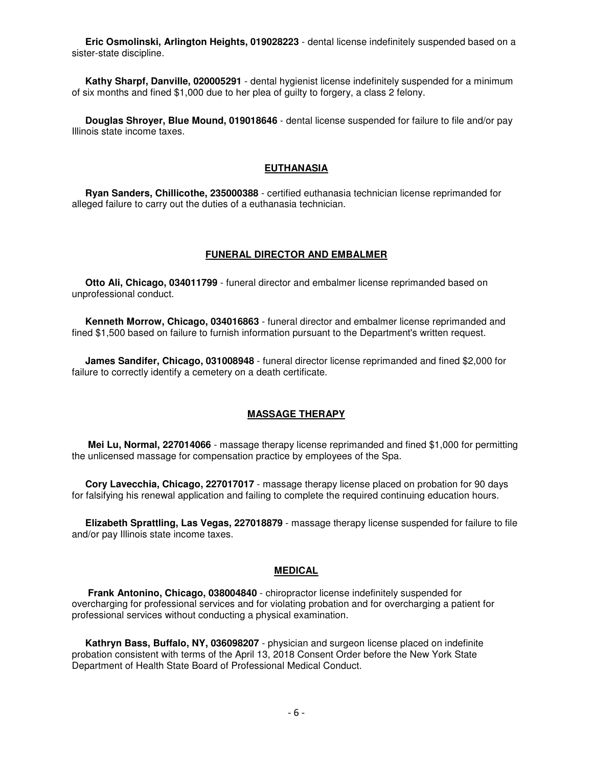**Eric Osmolinski, Arlington Heights, 019028223** - dental license indefinitely suspended based on a sister-state discipline.

**Kathy Sharpf, Danville, 020005291** - dental hygienist license indefinitely suspended for a minimum of six months and fined $1,000 due to her plea of guilty to forgery, a class 2 felony.

**Douglas Shroyer, Blue Mound, 019018646** - dental license suspended for failure to file and/or pay Illinois state income taxes.

## EUTHANASIA

**Ryan Sanders, Chillicothe, 235000388** - certified euthanasia technician license reprimanded for alleged failure to carry out the duties of a euthanasia technician.

## FUNERAL DIRECTOR AND EMBALMER

**Otto Ali, Chicago, 034011799** - funeral director and embalmer license reprimanded based on unprofessional conduct.

**Kenneth Morrow, Chicago, 034016863** - funeral director and embalmer license reprimanded and fined $1,500 based on failure to furnish information pursuant to the Department's written request.

**James Sandifer, Chicago, 031008948** - funeral director license reprimanded and fined $2,000 for failure to correctly identify a cemetery on a death certificate.

## MASSAGE THERAPY

**Mei Lu, Normal, 227014066** - massage therapy license reprimanded and fined $1,000 for permitting the unlicensed massage for compensation practice by employees of the Spa.

**Cory Lavecchia, Chicago, 227017017** - massage therapy license placed on probation for 90 days for falsifying his renewal application and failing to complete the required continuing education hours.

**Elizabeth Sprattling, Las Vegas, 227018879** - massage therapy license suspended for failure to file and/or pay Illinois state income taxes.

## MEDICAL

**Frank Antonino, Chicago, 038004840** - chiropractor license indefinitely suspended for overcharging for professional services and for violating probation and for overcharging a patient for professional services without conducting a physical examination.

**Kathryn Bass, Buffalo, NY, 036098207** - physician and surgeon license placed on indefinite probation consistent with terms of the April 13, 2018 Consent Order before the New York State Department of Health State Board of Professional Medical Conduct.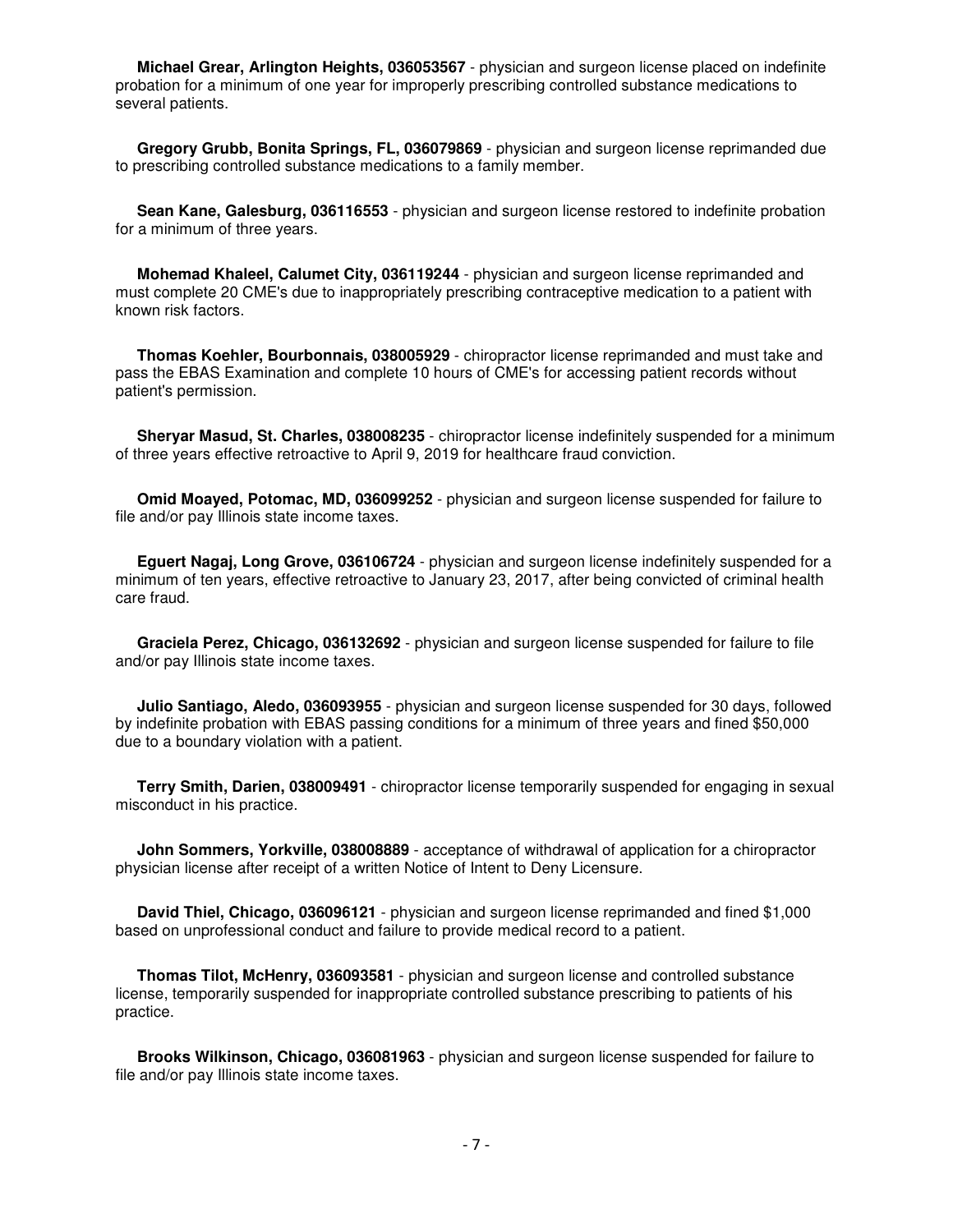**Michael Grear, Arlington Heights, 036053567** - physician and surgeon license placed on indefinite probation for a minimum of one year for improperly prescribing controlled substance medications to several patients.

**Gregory Grubb, Bonita Springs, FL, 036079869** - physician and surgeon license reprimanded due to prescribing controlled substance medications to a family member.

**Sean Kane, Galesburg, 036116553** - physician and surgeon license restored to indefinite probation for a minimum of three years.

**Mohemad Khaleel, Calumet City, 036119244** - physician and surgeon license reprimanded and must complete 20 CME's due to inappropriately prescribing contraceptive medication to a patient with known risk factors.

**Thomas Koehler, Bourbonnais, 038005929** - chiropractor license reprimanded and must take and pass the EBAS Examination and complete 10 hours of CME's for accessing patient records without patient's permission.

**Sheryar Masud, St. Charles, 038008235** - chiropractor license indefinitely suspended for a minimum of three years effective retroactive to April 9, 2019 for healthcare fraud conviction.

**Omid Moayed, Potomac, MD, 036099252** - physician and surgeon license suspended for failure to file and/or pay Illinois state income taxes.

**Eguert Nagaj, Long Grove, 036106724** - physician and surgeon license indefinitely suspended for a minimum of ten years, effective retroactive to January 23, 2017, after being convicted of criminal health care fraud.

**Graciela Perez, Chicago, 036132692** - physician and surgeon license suspended for failure to file and/or pay Illinois state income taxes.

**Julio Santiago, Aledo, 036093955** - physician and surgeon license suspended for 30 days, followed by indefinite probation with EBAS passing conditions for a minimum of three years and fined $50,000 due to a boundary violation with a patient.

**Terry Smith, Darien, 038009491** - chiropractor license temporarily suspended for engaging in sexual misconduct in his practice.

**John Sommers, Yorkville, 038008889** - acceptance of withdrawal of application for a chiropractor physician license after receipt of a written Notice of Intent to Deny Licensure.

**David Thiel, Chicago, 036096121** - physician and surgeon license reprimanded and fined $1,000 based on unprofessional conduct and failure to provide medical record to a patient.

**Thomas Tilot, McHenry, 036093581** - physician and surgeon license and controlled substance license, temporarily suspended for inappropriate controlled substance prescribing to patients of his practice.

**Brooks Wilkinson, Chicago, 036081963** - physician and surgeon license suspended for failure to file and/or pay Illinois state income taxes.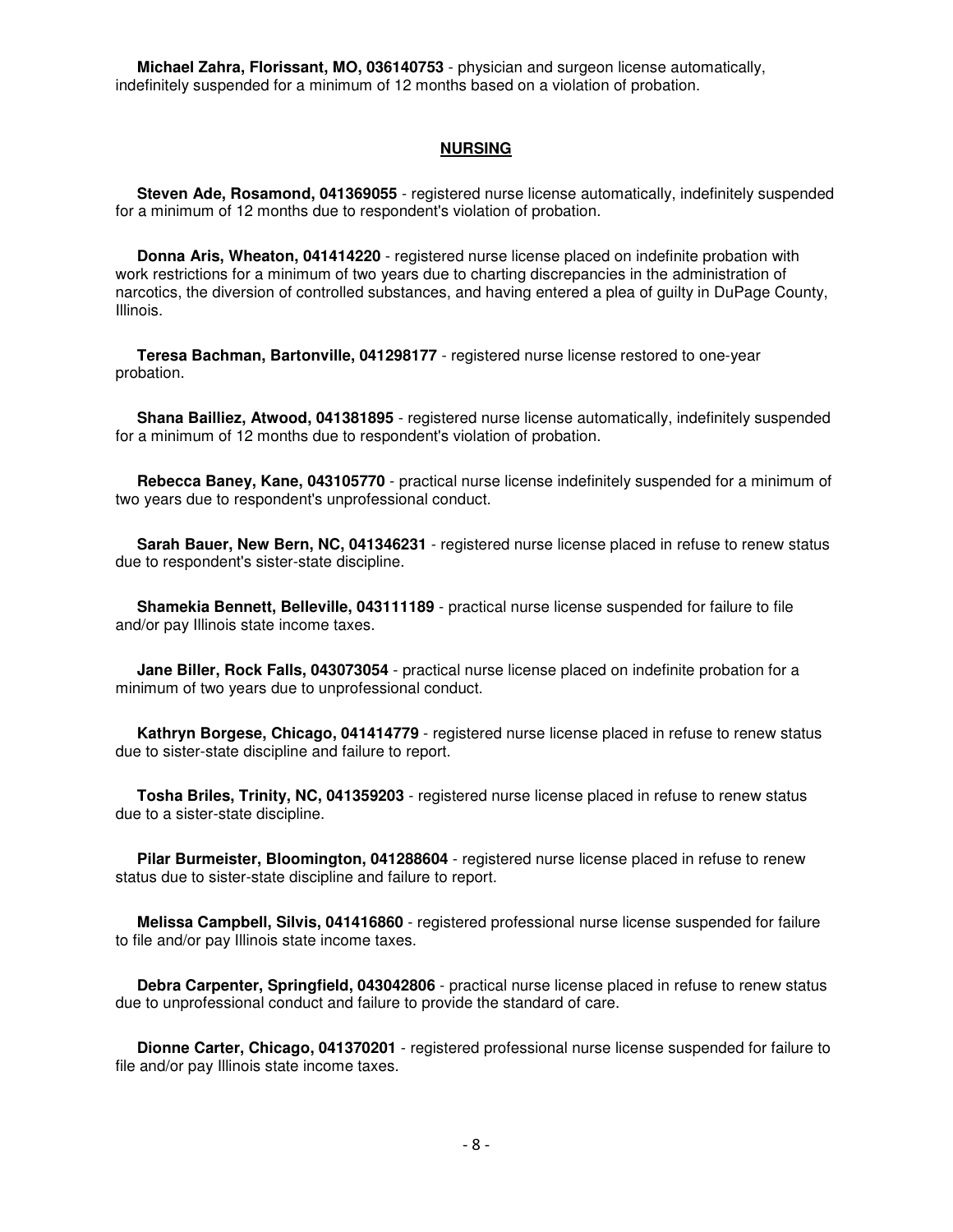**Michael Zahra, Florissant, MO, 036140753** - physician and surgeon license automatically, indefinitely suspended for a minimum of 12 months based on a violation of probation.

## NURSING

**Steven Ade, Rosamond, 041369055** - registered nurse license automatically, indefinitely suspended for a minimum of 12 months due to respondent's violation of probation.

**Donna Aris, Wheaton, 041414220** - registered nurse license placed on indefinite probation with work restrictions for a minimum of two years due to charting discrepancies in the administration of narcotics, the diversion of controlled substances, and having entered a plea of guilty in DuPage County, Illinois.

**Teresa Bachman, Bartonville, 041298177** - registered nurse license restored to one-year probation.

**Shana Bailliez, Atwood, 041381895** - registered nurse license automatically, indefinitely suspended for a minimum of 12 months due to respondent's violation of probation.

**Rebecca Baney, Kane, 043105770** - practical nurse license indefinitely suspended for a minimum of two years due to respondent's unprofessional conduct.

**Sarah Bauer, New Bern, NC, 041346231** - registered nurse license placed in refuse to renew status due to respondent's sister-state discipline.

**Shamekia Bennett, Belleville, 043111189** - practical nurse license suspended for failure to file and/or pay Illinois state income taxes.

**Jane Biller, Rock Falls, 043073054** - practical nurse license placed on indefinite probation for a minimum of two years due to unprofessional conduct.

**Kathryn Borgese, Chicago, 041414779** - registered nurse license placed in refuse to renew status due to sister-state discipline and failure to report.

**Tosha Briles, Trinity, NC, 041359203** - registered nurse license placed in refuse to renew status due to a sister-state discipline.

**Pilar Burmeister, Bloomington, 041288604** - registered nurse license placed in refuse to renew status due to sister-state discipline and failure to report.

**Melissa Campbell, Silvis, 041416860** - registered professional nurse license suspended for failure to file and/or pay Illinois state income taxes.

**Debra Carpenter, Springfield, 043042806** - practical nurse license placed in refuse to renew status due to unprofessional conduct and failure to provide the standard of care.

**Dionne Carter, Chicago, 041370201** - registered professional nurse license suspended for failure to file and/or pay Illinois state income taxes.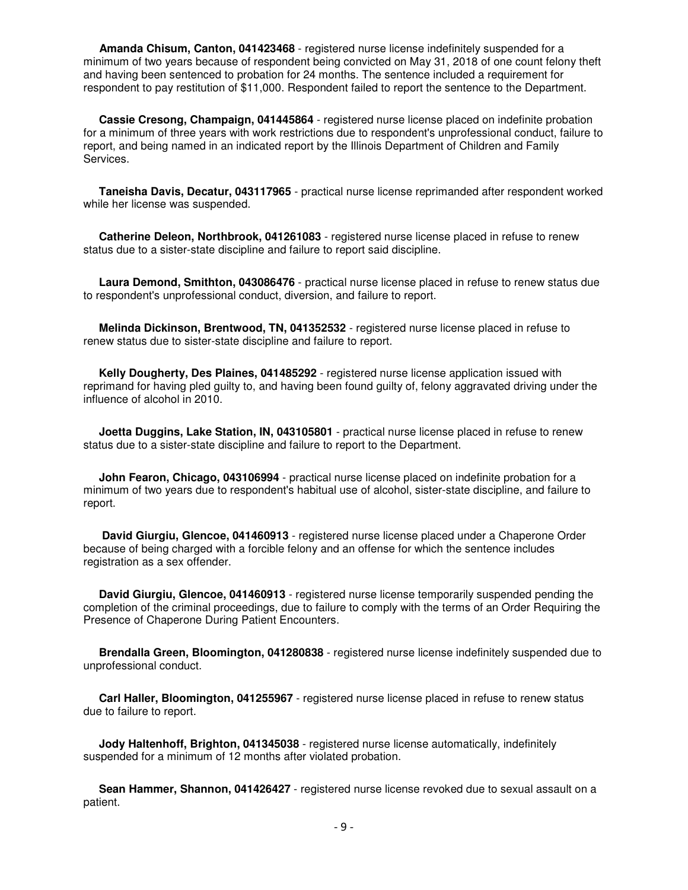**Amanda Chisum, Canton, 041423468** - registered nurse license indefinitely suspended for a minimum of two years because of respondent being convicted on May 31, 2018 of one count felony theft and having been sentenced to probation for 24 months. The sentence included a requirement for respondent to pay restitution of $11,000. Respondent failed to report the sentence to the Department.

**Cassie Cresong, Champaign, 041445864** - registered nurse license placed on indefinite probation for a minimum of three years with work restrictions due to respondent's unprofessional conduct, failure to report, and being named in an indicated report by the Illinois Department of Children and Family Services.

**Taneisha Davis, Decatur, 043117965** - practical nurse license reprimanded after respondent worked while her license was suspended.

**Catherine Deleon, Northbrook, 041261083** - registered nurse license placed in refuse to renew status due to a sister-state discipline and failure to report said discipline.

**Laura Demond, Smithton, 043086476** - practical nurse license placed in refuse to renew status due to respondent's unprofessional conduct, diversion, and failure to report.

**Melinda Dickinson, Brentwood, TN, 041352532** - registered nurse license placed in refuse to renew status due to sister-state discipline and failure to report.

**Kelly Dougherty, Des Plaines, 041485292** - registered nurse license application issued with reprimand for having pled guilty to, and having been found guilty of, felony aggravated driving under the influence of alcohol in 2010.

**Joetta Duggins, Lake Station, IN, 043105801** - practical nurse license placed in refuse to renew status due to a sister-state discipline and failure to report to the Department.

**John Fearon, Chicago, 043106994** - practical nurse license placed on indefinite probation for a minimum of two years due to respondent's habitual use of alcohol, sister-state discipline, and failure to report.

**David Giurgiu, Glencoe, 041460913** - registered nurse license placed under a Chaperone Order because of being charged with a forcible felony and an offense for which the sentence includes registration as a sex offender.

**David Giurgiu, Glencoe, 041460913** - registered nurse license temporarily suspended pending the completion of the criminal proceedings, due to failure to comply with the terms of an Order Requiring the Presence of Chaperone During Patient Encounters.

**Brendalla Green, Bloomington, 041280838** - registered nurse license indefinitely suspended due to unprofessional conduct.

**Carl Haller, Bloomington, 041255967** - registered nurse license placed in refuse to renew status due to failure to report.

**Jody Haltenhoff, Brighton, 041345038** - registered nurse license automatically, indefinitely suspended for a minimum of 12 months after violated probation.

**Sean Hammer, Shannon, 041426427** - registered nurse license revoked due to sexual assault on a patient.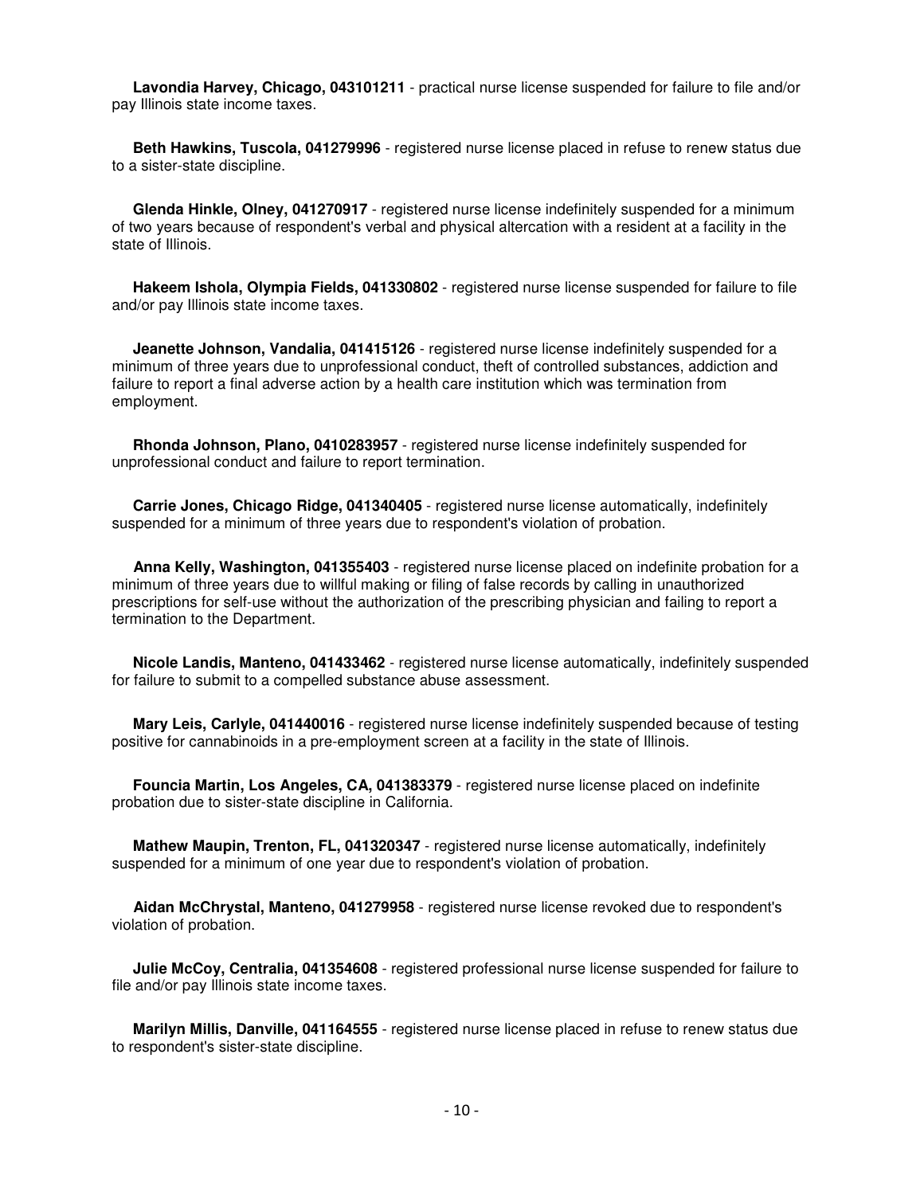**Lavondia Harvey, Chicago, 043101211** - practical nurse license suspended for failure to file and/or pay Illinois state income taxes.

**Beth Hawkins, Tuscola, 041279996** - registered nurse license placed in refuse to renew status due to a sister-state discipline.

**Glenda Hinkle, Olney, 041270917** - registered nurse license indefinitely suspended for a minimum of two years because of respondent's verbal and physical altercation with a resident at a facility in the state of Illinois.

**Hakeem Ishola, Olympia Fields, 041330802** - registered nurse license suspended for failure to file and/or pay Illinois state income taxes.

**Jeanette Johnson, Vandalia, 041415126** - registered nurse license indefinitely suspended for a minimum of three years due to unprofessional conduct, theft of controlled substances, addiction and failure to report a final adverse action by a health care institution which was termination from employment.

**Rhonda Johnson, Plano, 0410283957** - registered nurse license indefinitely suspended for unprofessional conduct and failure to report termination.

**Carrie Jones, Chicago Ridge, 041340405** - registered nurse license automatically, indefinitely suspended for a minimum of three years due to respondent's violation of probation.

**Anna Kelly, Washington, 041355403** - registered nurse license placed on indefinite probation for a minimum of three years due to willful making or filing of false records by calling in unauthorized prescriptions for self-use without the authorization of the prescribing physician and failing to report a termination to the Department.

**Nicole Landis, Manteno, 041433462** - registered nurse license automatically, indefinitely suspended for failure to submit to a compelled substance abuse assessment.

**Mary Leis, Carlyle, 041440016** - registered nurse license indefinitely suspended because of testing positive for cannabinoids in a pre-employment screen at a facility in the state of Illinois.

**Founcia Martin, Los Angeles, CA, 041383379** - registered nurse license placed on indefinite probation due to sister-state discipline in California.

**Mathew Maupin, Trenton, FL, 041320347** - registered nurse license automatically, indefinitely suspended for a minimum of one year due to respondent's violation of probation.

**Aidan McChrystal, Manteno, 041279958** - registered nurse license revoked due to respondent's violation of probation.

**Julie McCoy, Centralia, 041354608** - registered professional nurse license suspended for failure to file and/or pay Illinois state income taxes.

**Marilyn Millis, Danville, 041164555** - registered nurse license placed in refuse to renew status due to respondent's sister-state discipline.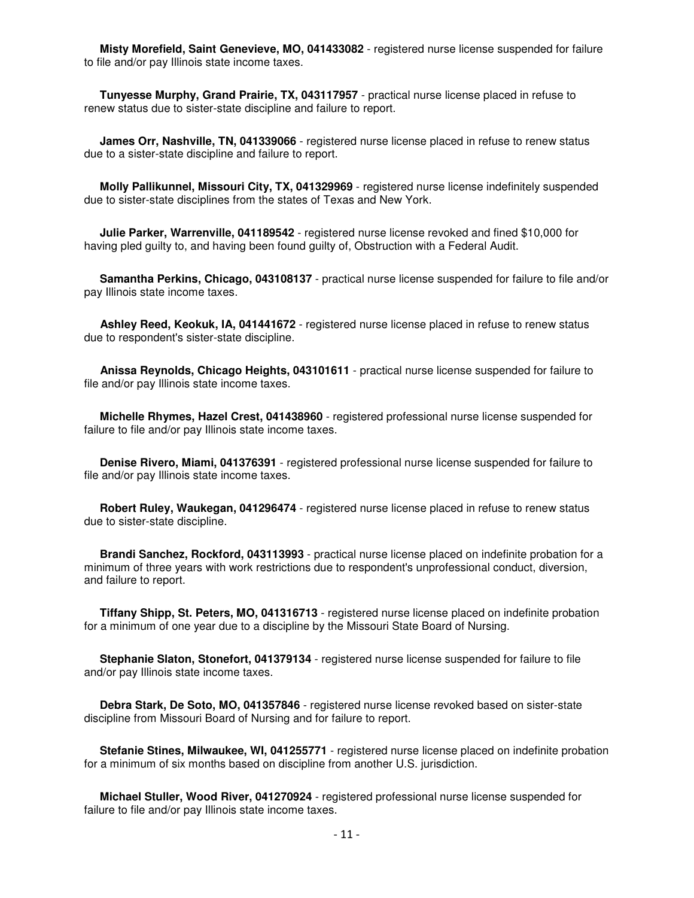**Misty Morefield, Saint Genevieve, MO, 041433082** - registered nurse license suspended for failure to file and/or pay Illinois state income taxes.

**Tunyesse Murphy, Grand Prairie, TX, 043117957** - practical nurse license placed in refuse to renew status due to sister-state discipline and failure to report.

**James Orr, Nashville, TN, 041339066** - registered nurse license placed in refuse to renew status due to a sister-state discipline and failure to report.

**Molly Pallikunnel, Missouri City, TX, 041329969** - registered nurse license indefinitely suspended due to sister-state disciplines from the states of Texas and New York.

**Julie Parker, Warrenville, 041189542** - registered nurse license revoked and fined $10,000 for having pled guilty to, and having been found guilty of, Obstruction with a Federal Audit.

**Samantha Perkins, Chicago, 043108137** - practical nurse license suspended for failure to file and/or pay Illinois state income taxes.

**Ashley Reed, Keokuk, IA, 041441672** - registered nurse license placed in refuse to renew status due to respondent's sister-state discipline.

**Anissa Reynolds, Chicago Heights, 043101611** - practical nurse license suspended for failure to file and/or pay Illinois state income taxes.

**Michelle Rhymes, Hazel Crest, 041438960** - registered professional nurse license suspended for failure to file and/or pay Illinois state income taxes.

**Denise Rivero, Miami, 041376391** - registered professional nurse license suspended for failure to file and/or pay Illinois state income taxes.

**Robert Ruley, Waukegan, 041296474** - registered nurse license placed in refuse to renew status due to sister-state discipline.

**Brandi Sanchez, Rockford, 043113993** - practical nurse license placed on indefinite probation for a minimum of three years with work restrictions due to respondent's unprofessional conduct, diversion, and failure to report.

**Tiffany Shipp, St. Peters, MO, 041316713** - registered nurse license placed on indefinite probation for a minimum of one year due to a discipline by the Missouri State Board of Nursing.

**Stephanie Slaton, Stonefort, 041379134** - registered nurse license suspended for failure to file and/or pay Illinois state income taxes.

**Debra Stark, De Soto, MO, 041357846** - registered nurse license revoked based on sister-state discipline from Missouri Board of Nursing and for failure to report.

**Stefanie Stines, Milwaukee, WI, 041255771** - registered nurse license placed on indefinite probation for a minimum of six months based on discipline from another U.S. jurisdiction.

**Michael Stuller, Wood River, 041270924** - registered professional nurse license suspended for failure to file and/or pay Illinois state income taxes.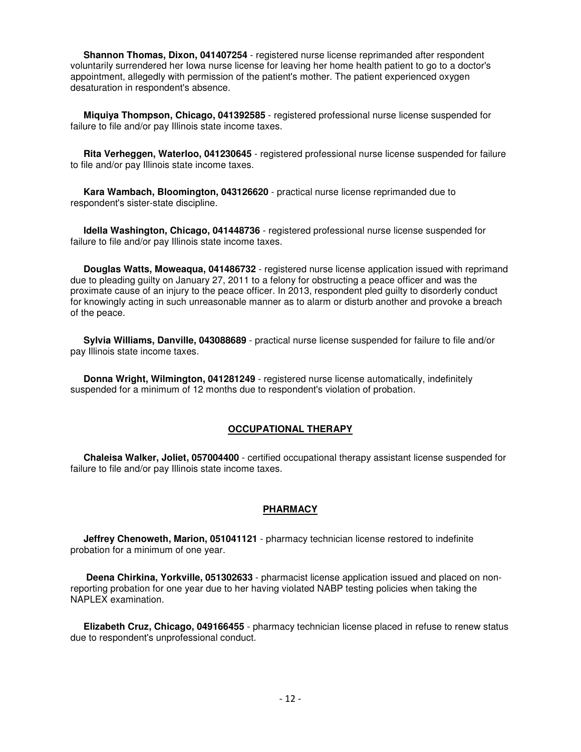**Shannon Thomas, Dixon, 041407254** - registered nurse license reprimanded after respondent voluntarily surrendered her Iowa nurse license for leaving her home health patient to go to a doctor's appointment, allegedly with permission of the patient's mother. The patient experienced oxygen desaturation in respondent's absence.

**Miquiya Thompson, Chicago, 041392585** - registered professional nurse license suspended for failure to file and/or pay Illinois state income taxes.

**Rita Verheggen, Waterloo, 041230645** - registered professional nurse license suspended for failure to file and/or pay Illinois state income taxes.

**Kara Wambach, Bloomington, 043126620** - practical nurse license reprimanded due to respondent's sister-state discipline.

**Idella Washington, Chicago, 041448736** - registered professional nurse license suspended for failure to file and/or pay Illinois state income taxes.

**Douglas Watts, Moweaqua, 041486732** - registered nurse license application issued with reprimand due to pleading guilty on January 27, 2011 to a felony for obstructing a peace officer and was the proximate cause of an injury to the peace officer. In 2013, respondent pled guilty to disorderly conduct for knowingly acting in such unreasonable manner as to alarm or disturb another and provoke a breach of the peace.

**Sylvia Williams, Danville, 043088689** - practical nurse license suspended for failure to file and/or pay Illinois state income taxes.

**Donna Wright, Wilmington, 041281249** - registered nurse license automatically, indefinitely suspended for a minimum of 12 months due to respondent's violation of probation.

## OCCUPATIONAL THERAPY

**Chaleisa Walker, Joliet, 057004400** - certified occupational therapy assistant license suspended for failure to file and/or pay Illinois state income taxes.

## PHARMACY

**Jeffrey Chenoweth, Marion, 051041121** - pharmacy technician license restored to indefinite probation for a minimum of one year.

**Deena Chirkina, Yorkville, 051302633** - pharmacist license application issued and placed on non-reporting probation for one year due to her having violated NABP testing policies when taking the NAPLEX examination.

**Elizabeth Cruz, Chicago, 049166455** - pharmacy technician license placed in refuse to renew status due to respondent's unprofessional conduct.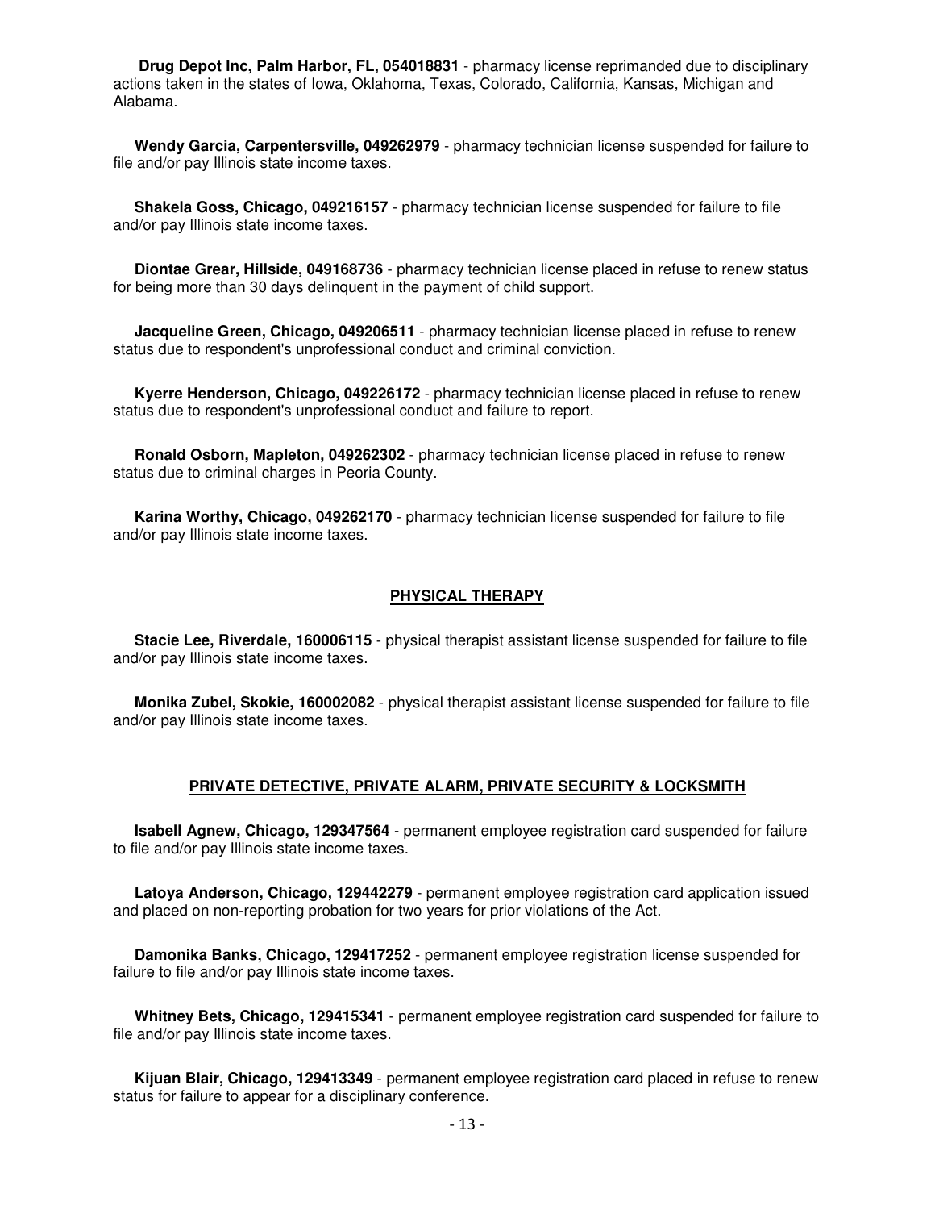**Drug Depot Inc, Palm Harbor, FL, 054018831** - pharmacy license reprimanded due to disciplinary actions taken in the states of Iowa, Oklahoma, Texas, Colorado, California, Kansas, Michigan and Alabama.

**Wendy Garcia, Carpentersville, 049262979** - pharmacy technician license suspended for failure to file and/or pay Illinois state income taxes.

**Shakela Goss, Chicago, 049216157** - pharmacy technician license suspended for failure to file and/or pay Illinois state income taxes.

**Diontae Grear, Hillside, 049168736** - pharmacy technician license placed in refuse to renew status for being more than 30 days delinquent in the payment of child support.

**Jacqueline Green, Chicago, 049206511** - pharmacy technician license placed in refuse to renew status due to respondent's unprofessional conduct and criminal conviction.

**Kyerre Henderson, Chicago, 049226172** - pharmacy technician license placed in refuse to renew status due to respondent's unprofessional conduct and failure to report.

**Ronald Osborn, Mapleton, 049262302** - pharmacy technician license placed in refuse to renew status due to criminal charges in Peoria County.

**Karina Worthy, Chicago, 049262170** - pharmacy technician license suspended for failure to file and/or pay Illinois state income taxes.

## PHYSICAL THERAPY

**Stacie Lee, Riverdale, 160006115** - physical therapist assistant license suspended for failure to file and/or pay Illinois state income taxes.

**Monika Zubel, Skokie, 160002082** - physical therapist assistant license suspended for failure to file and/or pay Illinois state income taxes.

## PRIVATE DETECTIVE, PRIVATE ALARM, PRIVATE SECURITY & LOCKSMITH

**Isabell Agnew, Chicago, 129347564** - permanent employee registration card suspended for failure to file and/or pay Illinois state income taxes.

**Latoya Anderson, Chicago, 129442279** - permanent employee registration card application issued and placed on non-reporting probation for two years for prior violations of the Act.

**Damonika Banks, Chicago, 129417252** - permanent employee registration license suspended for failure to file and/or pay Illinois state income taxes.

**Whitney Bets, Chicago, 129415341** - permanent employee registration card suspended for failure to file and/or pay Illinois state income taxes.

**Kijuan Blair, Chicago, 129413349** - permanent employee registration card placed in refuse to renew status for failure to appear for a disciplinary conference.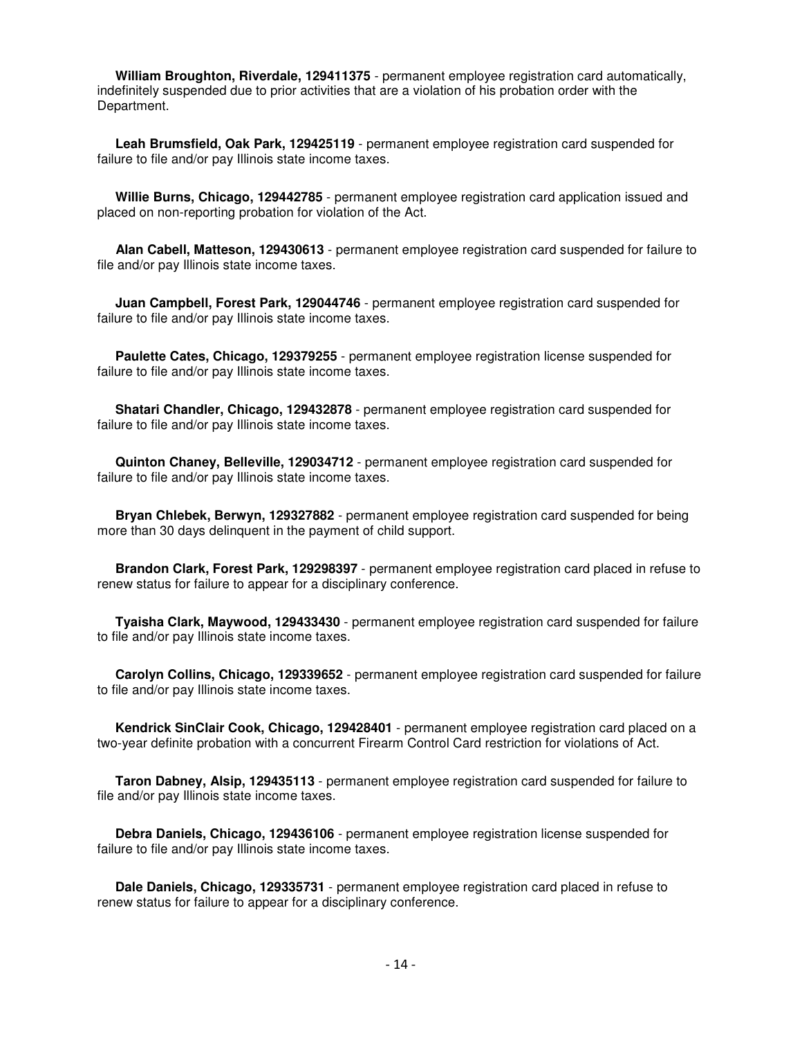**William Broughton, Riverdale, 129411375** - permanent employee registration card automatically, indefinitely suspended due to prior activities that are a violation of his probation order with the Department.

**Leah Brumsfield, Oak Park, 129425119** - permanent employee registration card suspended for failure to file and/or pay Illinois state income taxes.

**Willie Burns, Chicago, 129442785** - permanent employee registration card application issued and placed on non-reporting probation for violation of the Act.

**Alan Cabell, Matteson, 129430613** - permanent employee registration card suspended for failure to file and/or pay Illinois state income taxes.

**Juan Campbell, Forest Park, 129044746** - permanent employee registration card suspended for failure to file and/or pay Illinois state income taxes.

**Paulette Cates, Chicago, 129379255** - permanent employee registration license suspended for failure to file and/or pay Illinois state income taxes.

**Shatari Chandler, Chicago, 129432878** - permanent employee registration card suspended for failure to file and/or pay Illinois state income taxes.

**Quinton Chaney, Belleville, 129034712** - permanent employee registration card suspended for failure to file and/or pay Illinois state income taxes.

**Bryan Chlebek, Berwyn, 129327882** - permanent employee registration card suspended for being more than 30 days delinquent in the payment of child support.

**Brandon Clark, Forest Park, 129298397** - permanent employee registration card placed in refuse to renew status for failure to appear for a disciplinary conference.

**Tyaisha Clark, Maywood, 129433430** - permanent employee registration card suspended for failure to file and/or pay Illinois state income taxes.

**Carolyn Collins, Chicago, 129339652** - permanent employee registration card suspended for failure to file and/or pay Illinois state income taxes.

**Kendrick SinClair Cook, Chicago, 129428401** - permanent employee registration card placed on a two-year definite probation with a concurrent Firearm Control Card restriction for violations of Act.

**Taron Dabney, Alsip, 129435113** - permanent employee registration card suspended for failure to file and/or pay Illinois state income taxes.

**Debra Daniels, Chicago, 129436106** - permanent employee registration license suspended for failure to file and/or pay Illinois state income taxes.

**Dale Daniels, Chicago, 129335731** - permanent employee registration card placed in refuse to renew status for failure to appear for a disciplinary conference.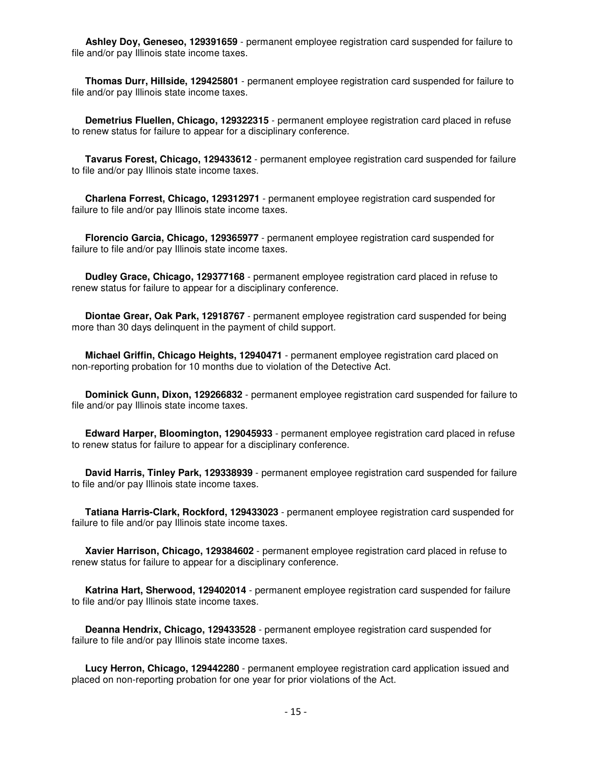**Ashley Doy, Geneseo, 129391659** - permanent employee registration card suspended for failure to file and/or pay Illinois state income taxes.

**Thomas Durr, Hillside, 129425801** - permanent employee registration card suspended for failure to file and/or pay Illinois state income taxes.

**Demetrius Fluellen, Chicago, 129322315** - permanent employee registration card placed in refuse to renew status for failure to appear for a disciplinary conference.

**Tavarus Forest, Chicago, 129433612** - permanent employee registration card suspended for failure to file and/or pay Illinois state income taxes.

**Charlena Forrest, Chicago, 129312971** - permanent employee registration card suspended for failure to file and/or pay Illinois state income taxes.

**Florencio Garcia, Chicago, 129365977** - permanent employee registration card suspended for failure to file and/or pay Illinois state income taxes.

**Dudley Grace, Chicago, 129377168** - permanent employee registration card placed in refuse to renew status for failure to appear for a disciplinary conference.

**Diontae Grear, Oak Park, 12918767** - permanent employee registration card suspended for being more than 30 days delinquent in the payment of child support.

**Michael Griffin, Chicago Heights, 12940471** - permanent employee registration card placed on non-reporting probation for 10 months due to violation of the Detective Act.

**Dominick Gunn, Dixon, 129266832** - permanent employee registration card suspended for failure to file and/or pay Illinois state income taxes.

**Edward Harper, Bloomington, 129045933** - permanent employee registration card placed in refuse to renew status for failure to appear for a disciplinary conference.

**David Harris, Tinley Park, 129338939** - permanent employee registration card suspended for failure to file and/or pay Illinois state income taxes.

**Tatiana Harris-Clark, Rockford, 129433023** - permanent employee registration card suspended for failure to file and/or pay Illinois state income taxes.

**Xavier Harrison, Chicago, 129384602** - permanent employee registration card placed in refuse to renew status for failure to appear for a disciplinary conference.

**Katrina Hart, Sherwood, 129402014** - permanent employee registration card suspended for failure to file and/or pay Illinois state income taxes.

**Deanna Hendrix, Chicago, 129433528** - permanent employee registration card suspended for failure to file and/or pay Illinois state income taxes.

**Lucy Herron, Chicago, 129442280** - permanent employee registration card application issued and placed on non-reporting probation for one year for prior violations of the Act.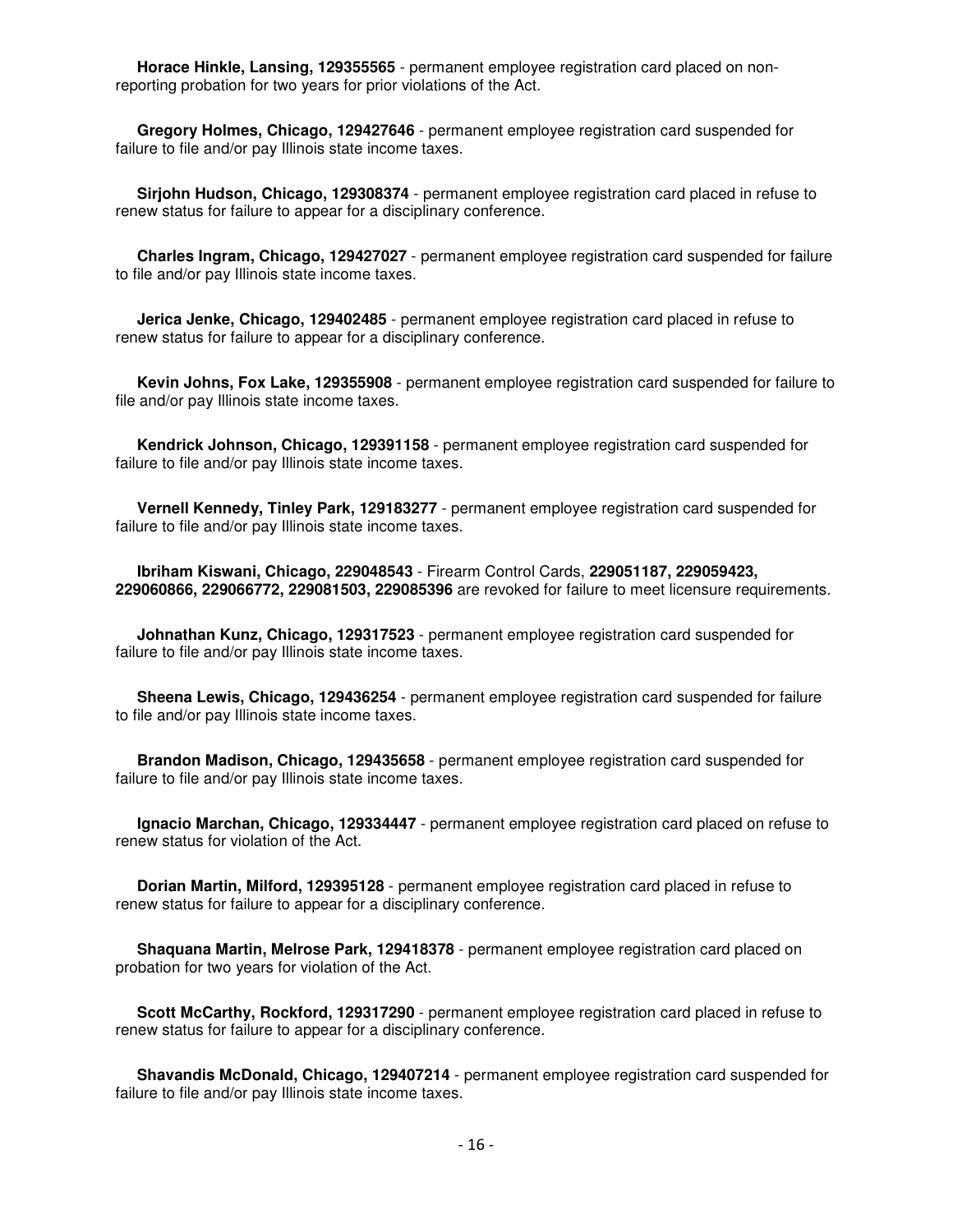**Horace Hinkle, Lansing, 129355565** - permanent employee registration card placed on non-reporting probation for two years for prior violations of the Act.

**Gregory Holmes, Chicago, 129427646** - permanent employee registration card suspended for failure to file and/or pay Illinois state income taxes.

**Sirjohn Hudson, Chicago, 129308374** - permanent employee registration card placed in refuse to renew status for failure to appear for a disciplinary conference.

**Charles Ingram, Chicago, 129427027** - permanent employee registration card suspended for failure to file and/or pay Illinois state income taxes.

**Jerica Jenke, Chicago, 129402485** - permanent employee registration card placed in refuse to renew status for failure to appear for a disciplinary conference.

**Kevin Johns, Fox Lake, 129355908** - permanent employee registration card suspended for failure to file and/or pay Illinois state income taxes.

**Kendrick Johnson, Chicago, 129391158** - permanent employee registration card suspended for failure to file and/or pay Illinois state income taxes.

**Vernell Kennedy, Tinley Park, 129183277** - permanent employee registration card suspended for failure to file and/or pay Illinois state income taxes.

**Ibriham Kiswani, Chicago, 229048543** - Firearm Control Cards, **229051187, 229059423, 229060866, 229066772, 229081503, 229085396** are revoked for failure to meet licensure requirements.

**Johnathan Kunz, Chicago, 129317523** - permanent employee registration card suspended for failure to file and/or pay Illinois state income taxes.

**Sheena Lewis, Chicago, 129436254** - permanent employee registration card suspended for failure to file and/or pay Illinois state income taxes.

**Brandon Madison, Chicago, 129435658** - permanent employee registration card suspended for failure to file and/or pay Illinois state income taxes.

**Ignacio Marchan, Chicago, 129334447** - permanent employee registration card placed on refuse to renew status for violation of the Act.

**Dorian Martin, Milford, 129395128** - permanent employee registration card placed in refuse to renew status for failure to appear for a disciplinary conference.

**Shaquana Martin, Melrose Park, 129418378** - permanent employee registration card placed on probation for two years for violation of the Act.

**Scott McCarthy, Rockford, 129317290** - permanent employee registration card placed in refuse to renew status for failure to appear for a disciplinary conference.

**Shavandis McDonald, Chicago, 129407214** - permanent employee registration card suspended for failure to file and/or pay Illinois state income taxes.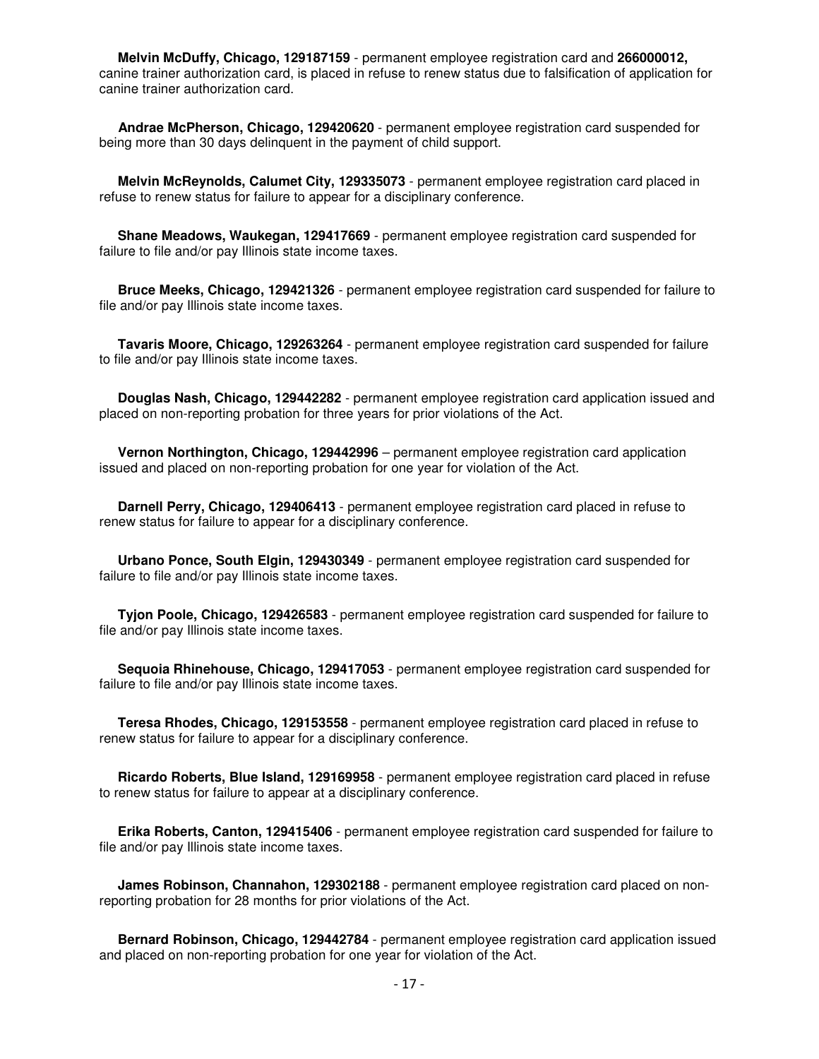**Melvin McDuffy, Chicago, 129187159** - permanent employee registration card and **266000012,** canine trainer authorization card, is placed in refuse to renew status due to falsification of application for canine trainer authorization card.

**Andrae McPherson, Chicago, 129420620** - permanent employee registration card suspended for being more than 30 days delinquent in the payment of child support.

**Melvin McReynolds, Calumet City, 129335073** - permanent employee registration card placed in refuse to renew status for failure to appear for a disciplinary conference.

**Shane Meadows, Waukegan, 129417669** - permanent employee registration card suspended for failure to file and/or pay Illinois state income taxes.

**Bruce Meeks, Chicago, 129421326** - permanent employee registration card suspended for failure to file and/or pay Illinois state income taxes.

**Tavaris Moore, Chicago, 129263264** - permanent employee registration card suspended for failure to file and/or pay Illinois state income taxes.

**Douglas Nash, Chicago, 129442282** - permanent employee registration card application issued and placed on non-reporting probation for three years for prior violations of the Act.

**Vernon Northington, Chicago, 129442996** – permanent employee registration card application issued and placed on non-reporting probation for one year for violation of the Act.

**Darnell Perry, Chicago, 129406413** - permanent employee registration card placed in refuse to renew status for failure to appear for a disciplinary conference.

**Urbano Ponce, South Elgin, 129430349** - permanent employee registration card suspended for failure to file and/or pay Illinois state income taxes.

**Tyjon Poole, Chicago, 129426583** - permanent employee registration card suspended for failure to file and/or pay Illinois state income taxes.

**Sequoia Rhinehouse, Chicago, 129417053** - permanent employee registration card suspended for failure to file and/or pay Illinois state income taxes.

**Teresa Rhodes, Chicago, 129153558** - permanent employee registration card placed in refuse to renew status for failure to appear for a disciplinary conference.

**Ricardo Roberts, Blue Island, 129169958** - permanent employee registration card placed in refuse to renew status for failure to appear at a disciplinary conference.

**Erika Roberts, Canton, 129415406** - permanent employee registration card suspended for failure to file and/or pay Illinois state income taxes.

**James Robinson, Channahon, 129302188** - permanent employee registration card placed on non-reporting probation for 28 months for prior violations of the Act.

**Bernard Robinson, Chicago, 129442784** - permanent employee registration card application issued and placed on non-reporting probation for one year for violation of the Act.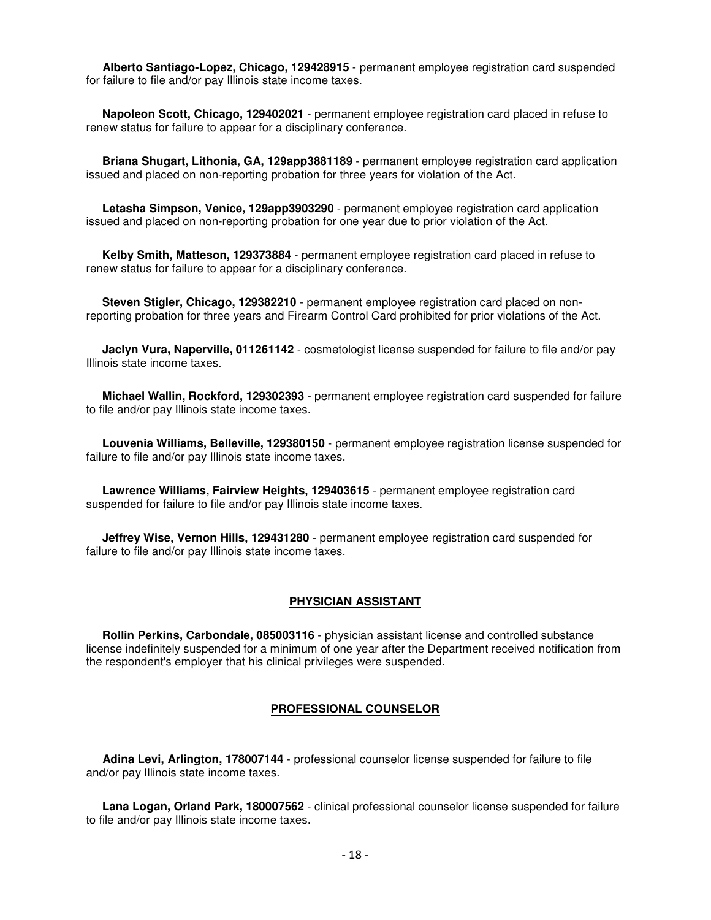**Alberto Santiago-Lopez, Chicago, 129428915** - permanent employee registration card suspended for failure to file and/or pay Illinois state income taxes.

**Napoleon Scott, Chicago, 129402021** - permanent employee registration card placed in refuse to renew status for failure to appear for a disciplinary conference.

**Briana Shugart, Lithonia, GA, 129app3881189** - permanent employee registration card application issued and placed on non-reporting probation for three years for violation of the Act.

**Letasha Simpson, Venice, 129app3903290** - permanent employee registration card application issued and placed on non-reporting probation for one year due to prior violation of the Act.

**Kelby Smith, Matteson, 129373884** - permanent employee registration card placed in refuse to renew status for failure to appear for a disciplinary conference.

**Steven Stigler, Chicago, 129382210** - permanent employee registration card placed on non-reporting probation for three years and Firearm Control Card prohibited for prior violations of the Act.

**Jaclyn Vura, Naperville, 011261142** - cosmetologist license suspended for failure to file and/or pay Illinois state income taxes.

**Michael Wallin, Rockford, 129302393** - permanent employee registration card suspended for failure to file and/or pay Illinois state income taxes.

**Louvenia Williams, Belleville, 129380150** - permanent employee registration license suspended for failure to file and/or pay Illinois state income taxes.

**Lawrence Williams, Fairview Heights, 129403615** - permanent employee registration card suspended for failure to file and/or pay Illinois state income taxes.

**Jeffrey Wise, Vernon Hills, 129431280** - permanent employee registration card suspended for failure to file and/or pay Illinois state income taxes.

## PHYSICIAN ASSISTANT

**Rollin Perkins, Carbondale, 085003116** - physician assistant license and controlled substance license indefinitely suspended for a minimum of one year after the Department received notification from the respondent's employer that his clinical privileges were suspended.

## PROFESSIONAL COUNSELOR

**Adina Levi, Arlington, 178007144** - professional counselor license suspended for failure to file and/or pay Illinois state income taxes.

**Lana Logan, Orland Park, 180007562** - clinical professional counselor license suspended for failure to file and/or pay Illinois state income taxes.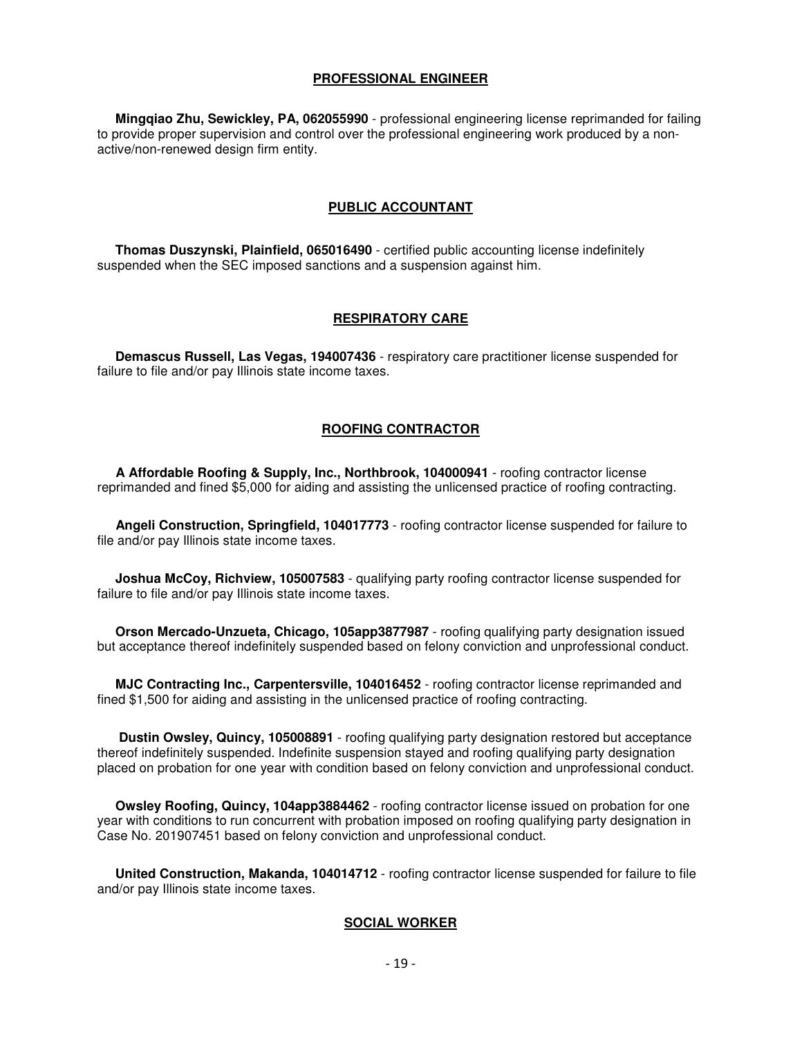## PROFESSIONAL ENGINEER

**Mingqiao Zhu, Sewickley, PA, 062055990** - professional engineering license reprimanded for failing to provide proper supervision and control over the professional engineering work produced by a non-active/non-renewed design firm entity.

## PUBLIC ACCOUNTANT

**Thomas Duszynski, Plainfield, 065016490** - certified public accounting license indefinitely suspended when the SEC imposed sanctions and a suspension against him.

## RESPIRATORY CARE

**Demascus Russell, Las Vegas, 194007436** - respiratory care practitioner license suspended for failure to file and/or pay Illinois state income taxes.

## ROOFING CONTRACTOR

**A Affordable Roofing & Supply, Inc., Northbrook, 104000941** - roofing contractor license reprimanded and fined $5,000 for aiding and assisting the unlicensed practice of roofing contracting.

**Angeli Construction, Springfield, 104017773** - roofing contractor license suspended for failure to file and/or pay Illinois state income taxes.

**Joshua McCoy, Richview, 105007583** - qualifying party roofing contractor license suspended for failure to file and/or pay Illinois state income taxes.

**Orson Mercado-Unzueta, Chicago, 105app3877987** - roofing qualifying party designation issued but acceptance thereof indefinitely suspended based on felony conviction and unprofessional conduct.

**MJC Contracting Inc., Carpentersville, 104016452** - roofing contractor license reprimanded and fined $1,500 for aiding and assisting in the unlicensed practice of roofing contracting.

**Dustin Owsley, Quincy, 105008891** - roofing qualifying party designation restored but acceptance thereof indefinitely suspended. Indefinite suspension stayed and roofing qualifying party designation placed on probation for one year with condition based on felony conviction and unprofessional conduct.

**Owsley Roofing, Quincy, 104app3884462** - roofing contractor license issued on probation for one year with conditions to run concurrent with probation imposed on roofing qualifying party designation in Case No. 201907451 based on felony conviction and unprofessional conduct.

**United Construction, Makanda, 104014712** - roofing contractor license suspended for failure to file and/or pay Illinois state income taxes.

## SOCIAL WORKER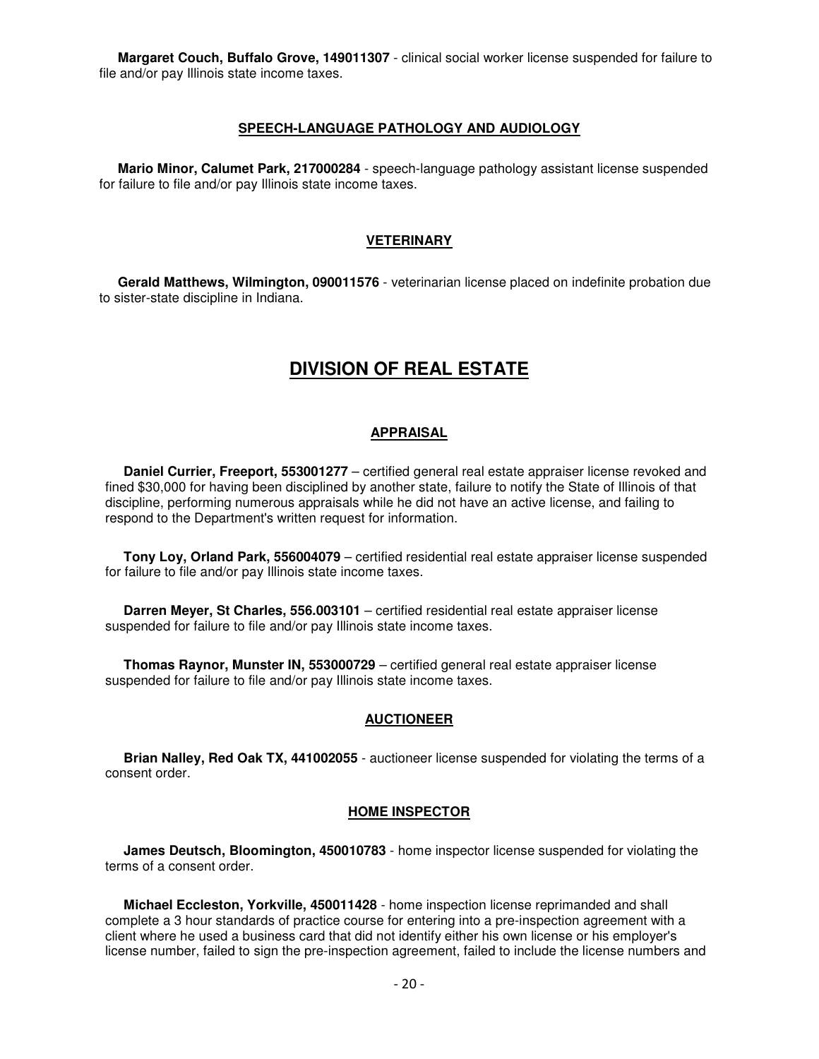**Margaret Couch, Buffalo Grove, 149011307** - clinical social worker license suspended for failure to file and/or pay Illinois state income taxes.

### SPEECH-LANGUAGE PATHOLOGY AND AUDIOLOGY

**Mario Minor, Calumet Park, 217000284** - speech-language pathology assistant license suspended for failure to file and/or pay Illinois state income taxes.

### VETERINARY

**Gerald Matthews, Wilmington, 090011576** - veterinarian license placed on indefinite probation due to sister-state discipline in Indiana.

# DIVISION OF REAL ESTATE

### APPRAISAL

**Daniel Currier, Freeport, 553001277** – certified general real estate appraiser license revoked and fined $30,000 for having been disciplined by another state, failure to notify the State of Illinois of that discipline, performing numerous appraisals while he did not have an active license, and failing to respond to the Department's written request for information.

**Tony Loy, Orland Park, 556004079** – certified residential real estate appraiser license suspended for failure to file and/or pay Illinois state income taxes.

**Darren Meyer, St Charles, 556.003101** – certified residential real estate appraiser license suspended for failure to file and/or pay Illinois state income taxes.

**Thomas Raynor, Munster IN, 553000729** – certified general real estate appraiser license suspended for failure to file and/or pay Illinois state income taxes.

### AUCTIONEER

**Brian Nalley, Red Oak TX, 441002055** - auctioneer license suspended for violating the terms of a consent order.

### HOME INSPECTOR

**James Deutsch, Bloomington, 450010783** - home inspector license suspended for violating the terms of a consent order.

**Michael Eccleston, Yorkville, 450011428** - home inspection license reprimanded and shall complete a 3 hour standards of practice course for entering into a pre-inspection agreement with a client where he used a business card that did not identify either his own license or his employer's license number, failed to sign the pre-inspection agreement, failed to include the license numbers and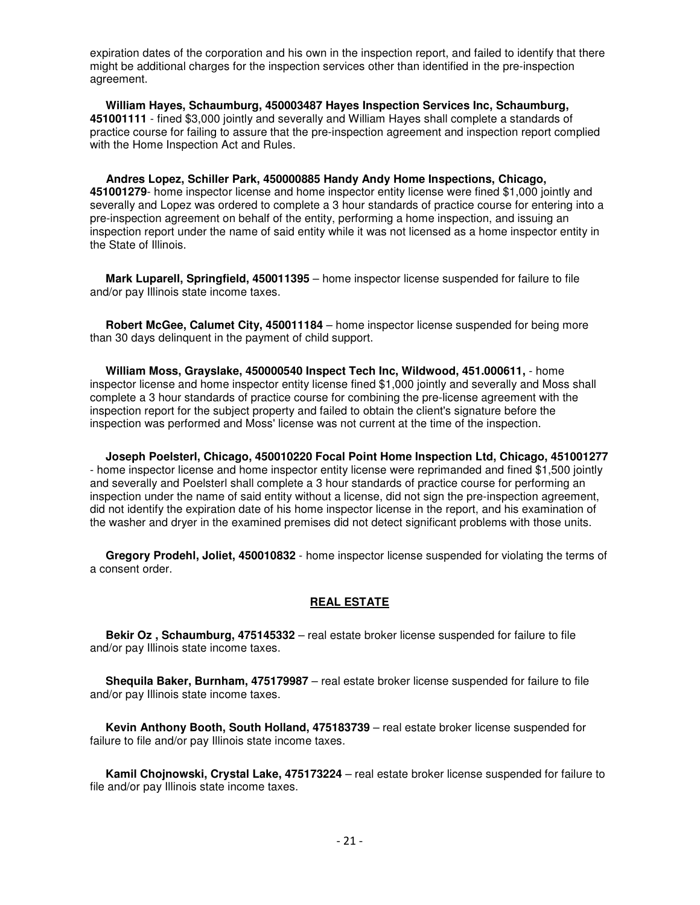expiration dates of the corporation and his own in the inspection report, and failed to identify that there might be additional charges for the inspection services other than identified in the pre-inspection agreement.

**William Hayes, Schaumburg, 450003487 Hayes Inspection Services Inc, Schaumburg, 451001111** - fined $3,000 jointly and severally and William Hayes shall complete a standards of practice course for failing to assure that the pre-inspection agreement and inspection report complied with the Home Inspection Act and Rules.

**Andres Lopez, Schiller Park, 450000885 Handy Andy Home Inspections, Chicago, 451001279**- home inspector license and home inspector entity license were fined $1,000 jointly and severally and Lopez was ordered to complete a 3 hour standards of practice course for entering into a pre-inspection agreement on behalf of the entity, performing a home inspection, and issuing an inspection report under the name of said entity while it was not licensed as a home inspector entity in the State of Illinois.

**Mark Luparell, Springfield, 450011395** – home inspector license suspended for failure to file and/or pay Illinois state income taxes.

**Robert McGee, Calumet City, 450011184** – home inspector license suspended for being more than 30 days delinquent in the payment of child support.

**William Moss, Grayslake, 450000540 Inspect Tech Inc, Wildwood, 451.000611,** - home inspector license and home inspector entity license fined $1,000 jointly and severally and Moss shall complete a 3 hour standards of practice course for combining the pre-license agreement with the inspection report for the subject property and failed to obtain the client's signature before the inspection was performed and Moss' license was not current at the time of the inspection.

**Joseph Poelsterl, Chicago, 450010220 Focal Point Home Inspection Ltd, Chicago, 451001277** - home inspector license and home inspector entity license were reprimanded and fined $1,500 jointly and severally and Poelsterl shall complete a 3 hour standards of practice course for performing an inspection under the name of said entity without a license, did not sign the pre-inspection agreement, did not identify the expiration date of his home inspector license in the report, and his examination of the washer and dryer in the examined premises did not detect significant problems with those units.

**Gregory Prodehl, Joliet, 450010832** - home inspector license suspended for violating the terms of a consent order.

## REAL ESTATE

**Bekir Oz , Schaumburg, 475145332** – real estate broker license suspended for failure to file and/or pay Illinois state income taxes.

**Shequila Baker, Burnham, 475179987** – real estate broker license suspended for failure to file and/or pay Illinois state income taxes.

**Kevin Anthony Booth, South Holland, 475183739** – real estate broker license suspended for failure to file and/or pay Illinois state income taxes.

**Kamil Chojnowski, Crystal Lake, 475173224** – real estate broker license suspended for failure to file and/or pay Illinois state income taxes.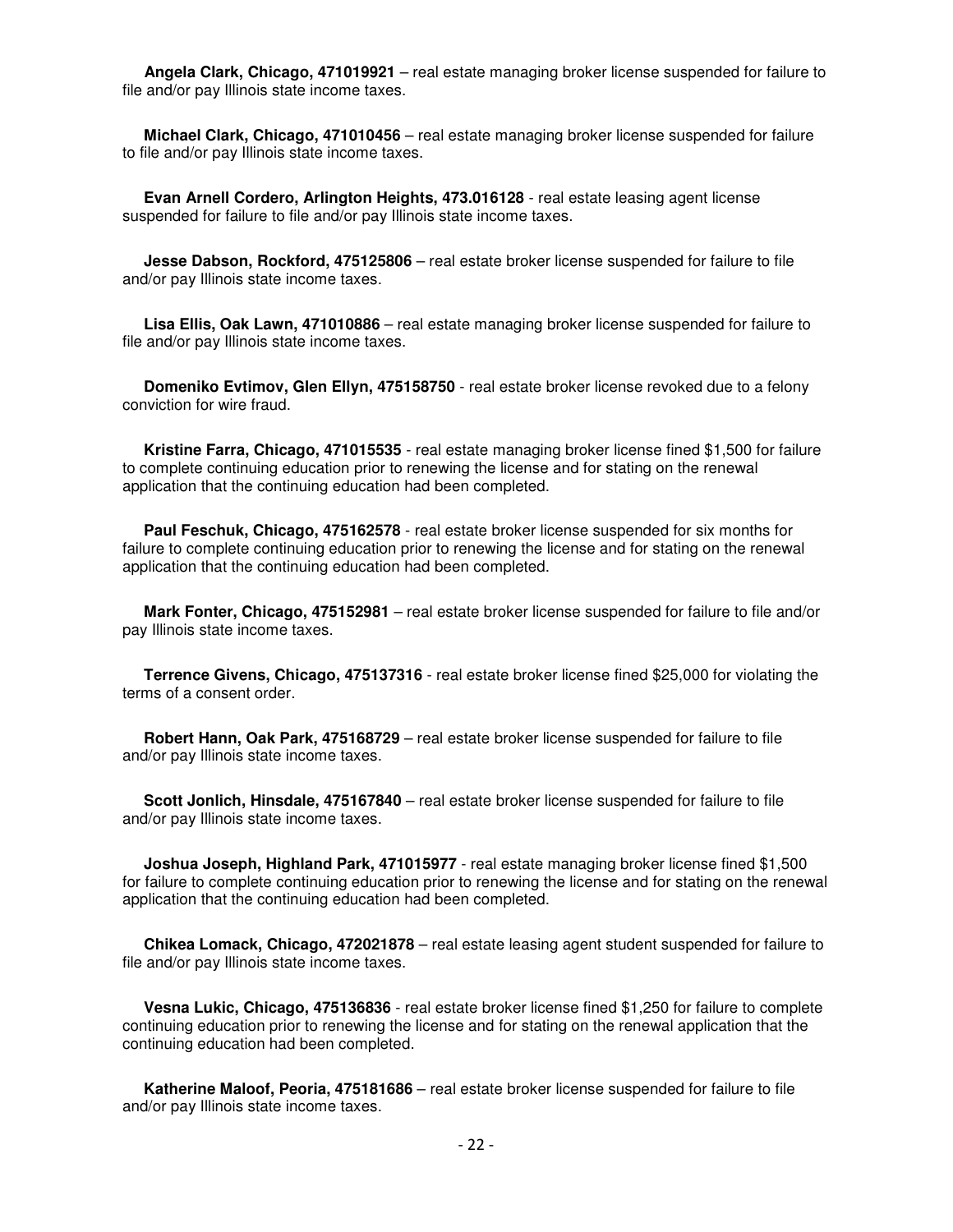**Angela Clark, Chicago, 471019921** – real estate managing broker license suspended for failure to file and/or pay Illinois state income taxes.

**Michael Clark, Chicago, 471010456** – real estate managing broker license suspended for failure to file and/or pay Illinois state income taxes.

**Evan Arnell Cordero, Arlington Heights, 473.016128** - real estate leasing agent license suspended for failure to file and/or pay Illinois state income taxes.

**Jesse Dabson, Rockford, 475125806** – real estate broker license suspended for failure to file and/or pay Illinois state income taxes.

**Lisa Ellis, Oak Lawn, 471010886** – real estate managing broker license suspended for failure to file and/or pay Illinois state income taxes.

**Domeniko Evtimov, Glen Ellyn, 475158750** - real estate broker license revoked due to a felony conviction for wire fraud.

**Kristine Farra, Chicago, 471015535** - real estate managing broker license fined $1,500 for failure to complete continuing education prior to renewing the license and for stating on the renewal application that the continuing education had been completed.

**Paul Feschuk, Chicago, 475162578** - real estate broker license suspended for six months for failure to complete continuing education prior to renewing the license and for stating on the renewal application that the continuing education had been completed.

**Mark Fonter, Chicago, 475152981** – real estate broker license suspended for failure to file and/or pay Illinois state income taxes.

**Terrence Givens, Chicago, 475137316** - real estate broker license fined $25,000 for violating the terms of a consent order.

**Robert Hann, Oak Park, 475168729** – real estate broker license suspended for failure to file and/or pay Illinois state income taxes.

**Scott Jonlich, Hinsdale, 475167840** – real estate broker license suspended for failure to file and/or pay Illinois state income taxes.

**Joshua Joseph, Highland Park, 471015977** - real estate managing broker license fined $1,500 for failure to complete continuing education prior to renewing the license and for stating on the renewal application that the continuing education had been completed.

**Chikea Lomack, Chicago, 472021878** – real estate leasing agent student suspended for failure to file and/or pay Illinois state income taxes.

**Vesna Lukic, Chicago, 475136836** - real estate broker license fined $1,250 for failure to complete continuing education prior to renewing the license and for stating on the renewal application that the continuing education had been completed.

**Katherine Maloof, Peoria, 475181686** – real estate broker license suspended for failure to file and/or pay Illinois state income taxes.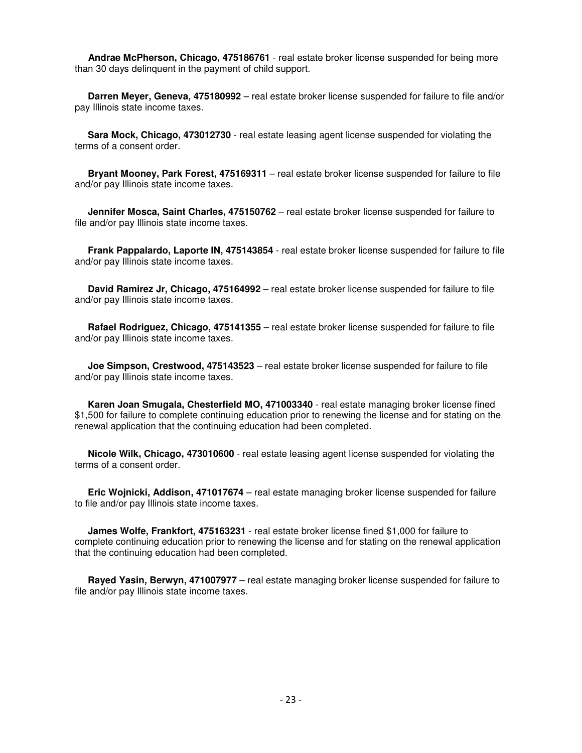**Andrae McPherson, Chicago, 475186761** - real estate broker license suspended for being more than 30 days delinquent in the payment of child support.

**Darren Meyer, Geneva, 475180992** – real estate broker license suspended for failure to file and/or pay Illinois state income taxes.

**Sara Mock, Chicago, 473012730** - real estate leasing agent license suspended for violating the terms of a consent order.

**Bryant Mooney, Park Forest, 475169311** – real estate broker license suspended for failure to file and/or pay Illinois state income taxes.

**Jennifer Mosca, Saint Charles, 475150762** – real estate broker license suspended for failure to file and/or pay Illinois state income taxes.

**Frank Pappalardo, Laporte IN, 475143854** - real estate broker license suspended for failure to file and/or pay Illinois state income taxes.

**David Ramirez Jr, Chicago, 475164992** – real estate broker license suspended for failure to file and/or pay Illinois state income taxes.

**Rafael Rodriguez, Chicago, 475141355** – real estate broker license suspended for failure to file and/or pay Illinois state income taxes.

**Joe Simpson, Crestwood, 475143523** – real estate broker license suspended for failure to file and/or pay Illinois state income taxes.

**Karen Joan Smugala, Chesterfield MO, 471003340** - real estate managing broker license fined $1,500 for failure to complete continuing education prior to renewing the license and for stating on the renewal application that the continuing education had been completed.

**Nicole Wilk, Chicago, 473010600** - real estate leasing agent license suspended for violating the terms of a consent order.

**Eric Wojnicki, Addison, 471017674** – real estate managing broker license suspended for failure to file and/or pay Illinois state income taxes.

**James Wolfe, Frankfort, 475163231** - real estate broker license fined $1,000 for failure to complete continuing education prior to renewing the license and for stating on the renewal application that the continuing education had been completed.

**Rayed Yasin, Berwyn, 471007977** – real estate managing broker license suspended for failure to file and/or pay Illinois state income taxes.